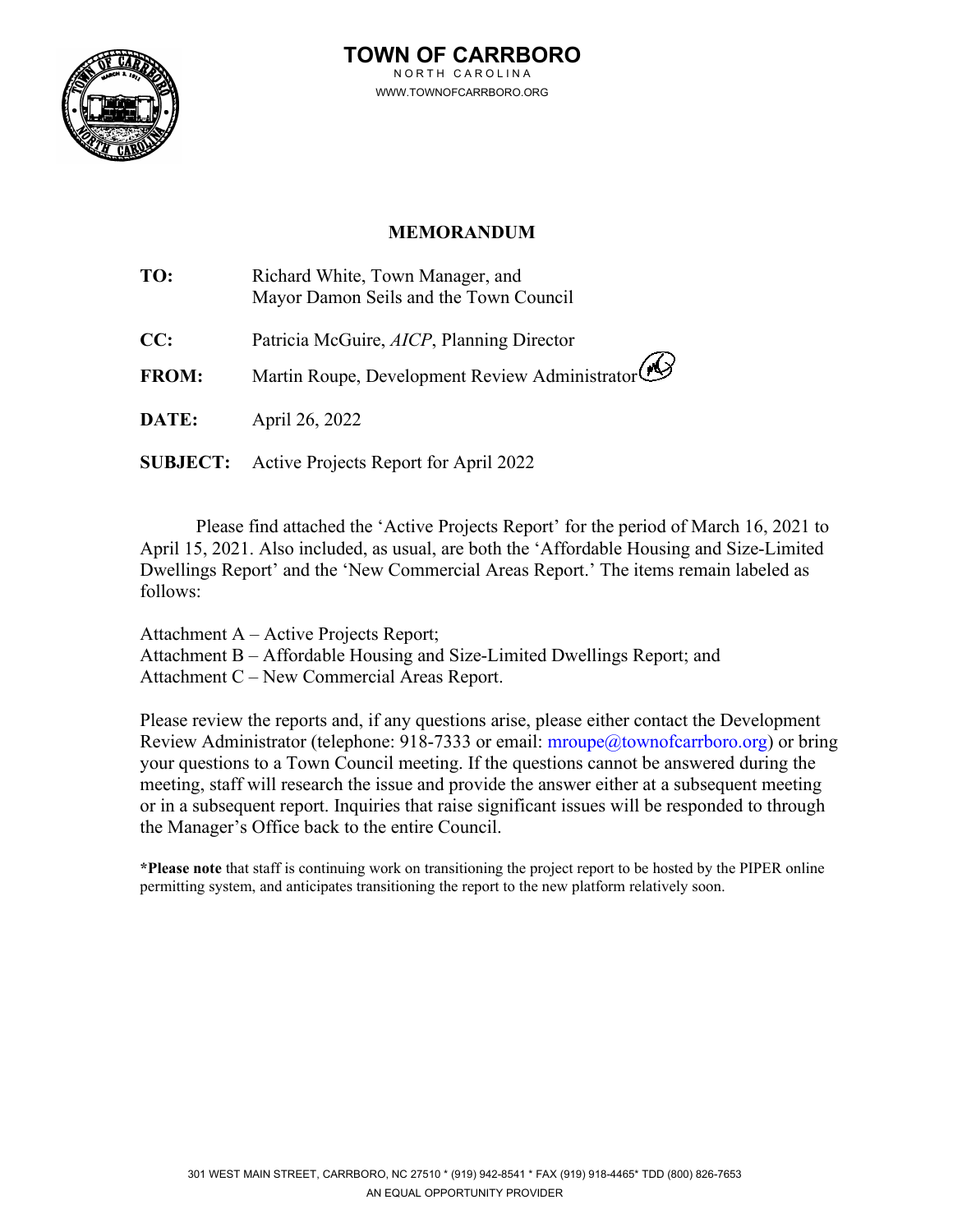# TOWN OF CARRBORO

NORTH CAROLINA

WWW.TOWNOFCARRBORO.ORG

## MEMORANDUM

**TO:** Richard White, Town Manager, and
Mayor Damon Seils and the Town Council

**CC:** Patricia McGuire, *AICP*, Planning Director

**FROM:** Martin Roupe, Development Review Administrator

**DATE:** April 26, 2022

**SUBJECT:** Active Projects Report for April 2022

Please find attached the 'Active Projects Report' for the period of March 16, 2021 to April 15, 2021. Also included, as usual, are both the 'Affordable Housing and Size-Limited Dwellings Report' and the 'New Commercial Areas Report.' The items remain labeled as follows:

Attachment A – Active Projects Report;
Attachment B – Affordable Housing and Size-Limited Dwellings Report; and
Attachment C – New Commercial Areas Report.

Please review the reports and, if any questions arise, please either contact the Development Review Administrator (telephone: 918-7333 or email: mroupe@townofcarrboro.org) or bring your questions to a Town Council meeting. If the questions cannot be answered during the meeting, staff will research the issue and provide the answer either at a subsequent meeting or in a subsequent report. Inquiries that raise significant issues will be responded to through the Manager's Office back to the entire Council.

**\*Please note** that staff is continuing work on transitioning the project report to be hosted by the PIPER online permitting system, and anticipates transitioning the report to the new platform relatively soon.

301 WEST MAIN STREET, CARRBORO, NC 27510 * (919) 942-8541 * FAX (919) 918-4465* TDD (800) 826-7653
AN EQUAL OPPORTUNITY PROVIDER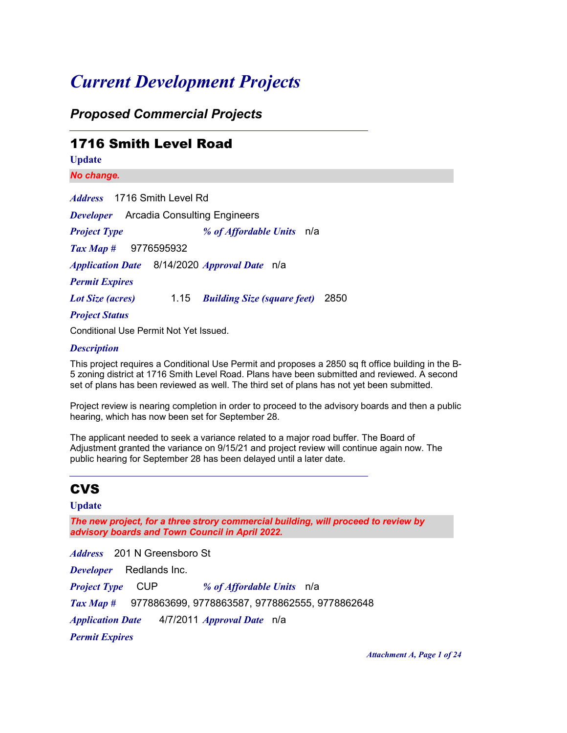# *Current Development Projects*

## *Proposed Commercial Projects*

---

### 1716 Smith Level Road

**Update**

***No change.***

***Address*** 1716 Smith Level Rd

***Developer*** Arcadia Consulting Engineers

***Project Type*** ***% of Affordable Units*** n/a

***Tax Map #*** 9776595932

***Application Date*** 8/14/2020 ***Approval Date*** n/a

***Permit Expires***

***Lot Size (acres)*** 1.15 ***Building Size (square feet)*** 2850

***Project Status***

Conditional Use Permit Not Yet Issued.

***Description***

This project requires a Conditional Use Permit and proposes a 2850 sq ft office building in the B-5 zoning district at 1716 Smith Level Road. Plans have been submitted and reviewed. A second set of plans has been reviewed as well. The third set of plans has not yet been submitted.

Project review is nearing completion in order to proceed to the advisory boards and then a public hearing, which has now been set for September 28.

The applicant needed to seek a variance related to a major road buffer. The Board of Adjustment granted the variance on 9/15/21 and project review will continue again now. The public hearing for September 28 has been delayed until a later date.

---

### CVS

**Update**

***The new project, for a three strory commercial building, will proceed to review by advisory boards and Town Council in April 2022.***

***Address*** 201 N Greensboro St

***Developer*** Redlands Inc.

***Project Type*** CUP ***% of Affordable Units*** n/a

***Tax Map #*** 9778863699, 9778863587, 9778862555, 9778862648

***Application Date*** 4/7/2011 ***Approval Date*** n/a

***Permit Expires***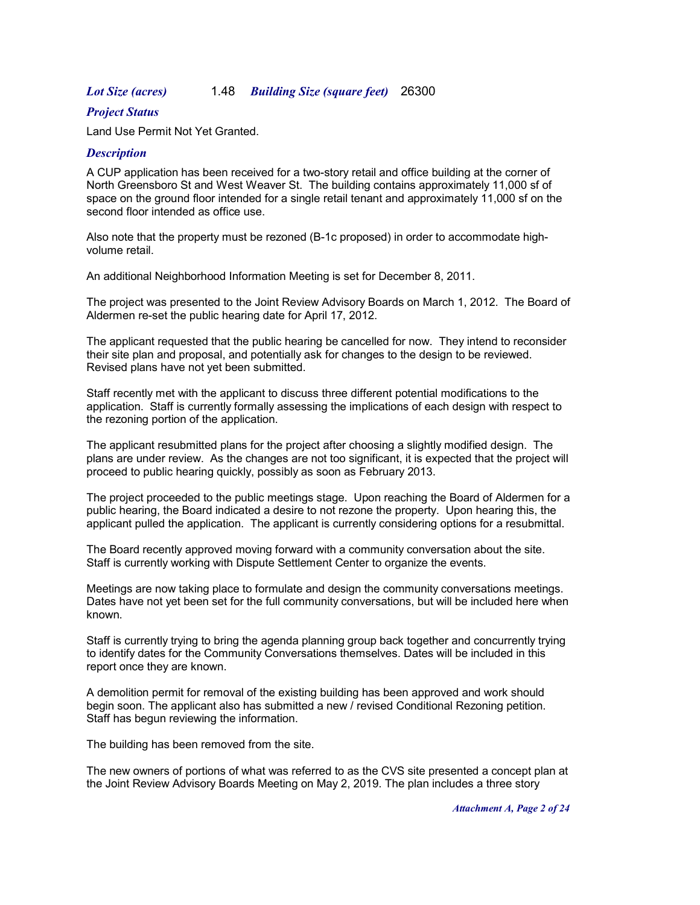***Lot Size (acres)*** 1.48 ***Building Size (square feet)*** 26300

***Project Status***

Land Use Permit Not Yet Granted.

***Description***

A CUP application has been received for a two-story retail and office building at the corner of North Greensboro St and West Weaver St. The building contains approximately 11,000 sf of space on the ground floor intended for a single retail tenant and approximately 11,000 sf on the second floor intended as office use.

Also note that the property must be rezoned (B-1c proposed) in order to accommodate high-volume retail.

An additional Neighborhood Information Meeting is set for December 8, 2011.

The project was presented to the Joint Review Advisory Boards on March 1, 2012. The Board of Aldermen re-set the public hearing date for April 17, 2012.

The applicant requested that the public hearing be cancelled for now. They intend to reconsider their site plan and proposal, and potentially ask for changes to the design to be reviewed. Revised plans have not yet been submitted.

Staff recently met with the applicant to discuss three different potential modifications to the application. Staff is currently formally assessing the implications of each design with respect to the rezoning portion of the application.

The applicant resubmitted plans for the project after choosing a slightly modified design. The plans are under review. As the changes are not too significant, it is expected that the project will proceed to public hearing quickly, possibly as soon as February 2013.

The project proceeded to the public meetings stage. Upon reaching the Board of Aldermen for a public hearing, the Board indicated a desire to not rezone the property. Upon hearing this, the applicant pulled the application. The applicant is currently considering options for a resubmittal.

The Board recently approved moving forward with a community conversation about the site. Staff is currently working with Dispute Settlement Center to organize the events.

Meetings are now taking place to formulate and design the community conversations meetings. Dates have not yet been set for the full community conversations, but will be included here when known.

Staff is currently trying to bring the agenda planning group back together and concurrently trying to identify dates for the Community Conversations themselves. Dates will be included in this report once they are known.

A demolition permit for removal of the existing building has been approved and work should begin soon. The applicant also has submitted a new / revised Conditional Rezoning petition. Staff has begun reviewing the information.

The building has been removed from the site.

The new owners of portions of what was referred to as the CVS site presented a concept plan at the Joint Review Advisory Boards Meeting on May 2, 2019. The plan includes a three story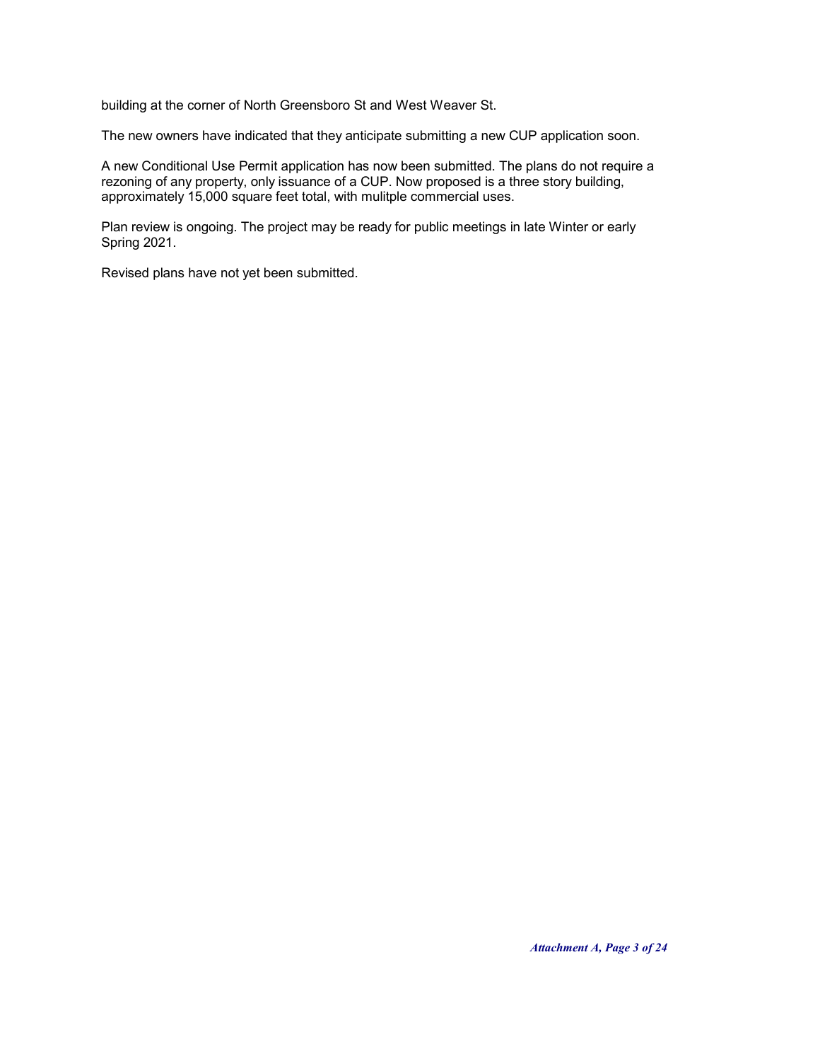building at the corner of North Greensboro St and West Weaver St.

The new owners have indicated that they anticipate submitting a new CUP application soon.

A new Conditional Use Permit application has now been submitted. The plans do not require a rezoning of any property, only issuance of a CUP. Now proposed is a three story building, approximately 15,000 square feet total, with mulitple commercial uses.

Plan review is ongoing. The project may be ready for public meetings in late Winter or early Spring 2021.

Revised plans have not yet been submitted.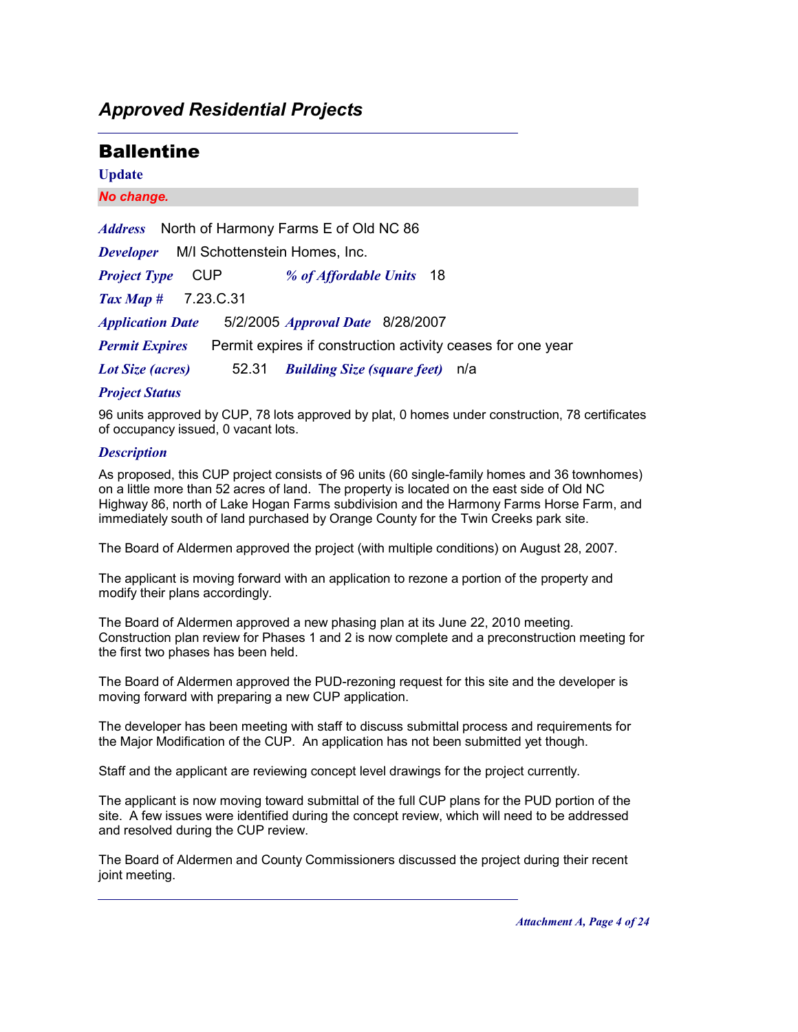## *Approved Residential Projects*

# Ballentine

**Update**

***No change.***

***Address*** North of Harmony Farms E of Old NC 86

***Developer*** M/I Schottenstein Homes, Inc.

***Project Type*** CUP ***% of Affordable Units*** 18

***Tax Map #*** 7.23.C.31

***Application Date*** 5/2/2005 ***Approval Date*** 8/28/2007

***Permit Expires*** Permit expires if construction activity ceases for one year

***Lot Size (acres)*** 52.31 ***Building Size (square feet)*** n/a

***Project Status***

96 units approved by CUP, 78 lots approved by plat, 0 homes under construction, 78 certificates of occupancy issued, 0 vacant lots.

***Description***

As proposed, this CUP project consists of 96 units (60 single-family homes and 36 townhomes) on a little more than 52 acres of land. The property is located on the east side of Old NC Highway 86, north of Lake Hogan Farms subdivision and the Harmony Farms Horse Farm, and immediately south of land purchased by Orange County for the Twin Creeks park site.

The Board of Aldermen approved the project (with multiple conditions) on August 28, 2007.

The applicant is moving forward with an application to rezone a portion of the property and modify their plans accordingly.

The Board of Aldermen approved a new phasing plan at its June 22, 2010 meeting. Construction plan review for Phases 1 and 2 is now complete and a preconstruction meeting for the first two phases has been held.

The Board of Aldermen approved the PUD-rezoning request for this site and the developer is moving forward with preparing a new CUP application.

The developer has been meeting with staff to discuss submittal process and requirements for the Major Modification of the CUP. An application has not been submitted yet though.

Staff and the applicant are reviewing concept level drawings for the project currently.

The applicant is now moving toward submittal of the full CUP plans for the PUD portion of the site. A few issues were identified during the concept review, which will need to be addressed and resolved during the CUP review.

The Board of Aldermen and County Commissioners discussed the project during their recent joint meeting.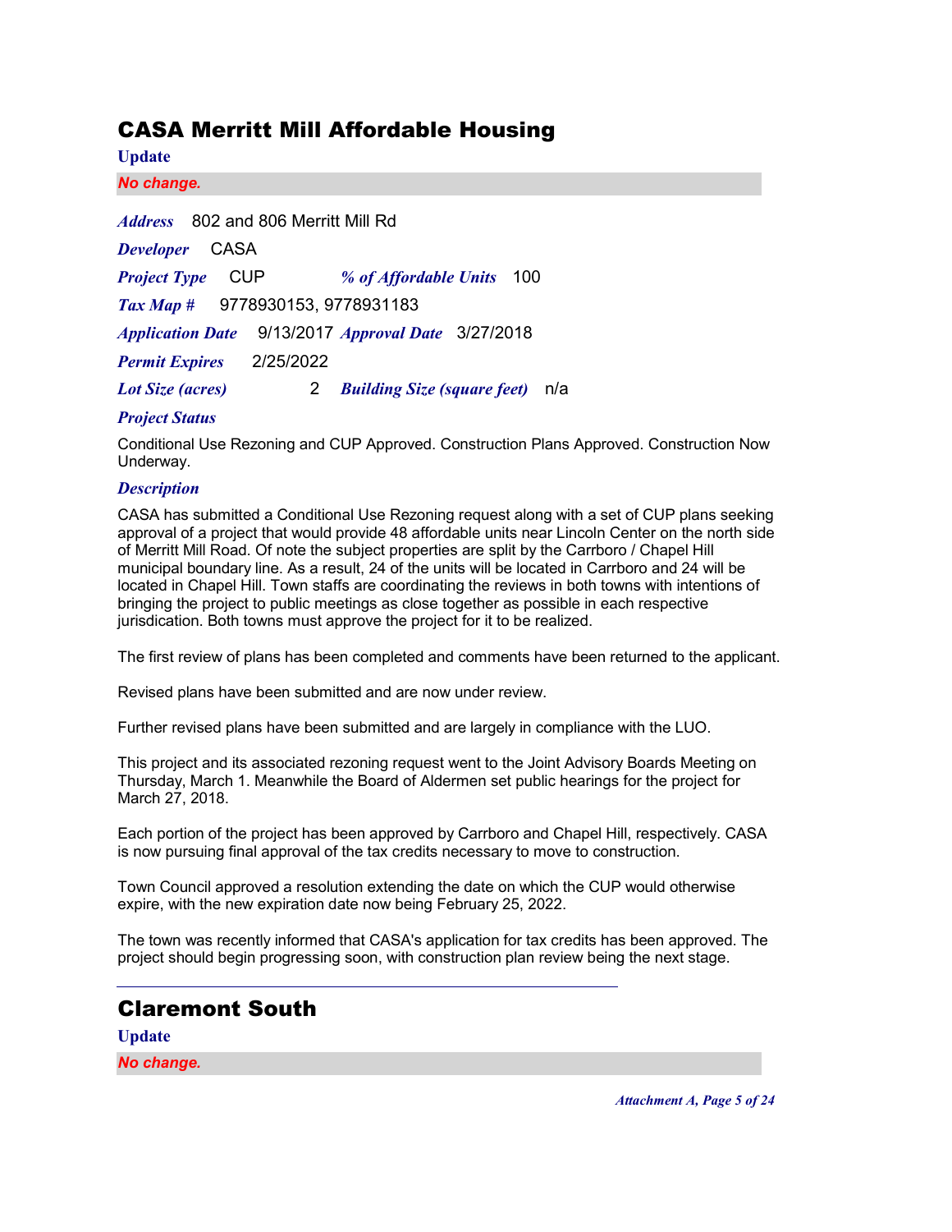## CASA Merritt Mill Affordable Housing

**Update**

***No change.***

***Address*** 802 and 806 Merritt Mill Rd

***Developer*** CASA

***Project Type*** CUP ***% of Affordable Units*** 100

***Tax Map #*** 9778930153, 9778931183

***Application Date*** 9/13/2017 ***Approval Date*** 3/27/2018

***Permit Expires*** 2/25/2022

***Lot Size (acres)*** 2 ***Building Size (square feet)*** n/a

***Project Status***

Conditional Use Rezoning and CUP Approved. Construction Plans Approved. Construction Now Underway.

***Description***

CASA has submitted a Conditional Use Rezoning request along with a set of CUP plans seeking approval of a project that would provide 48 affordable units near Lincoln Center on the north side of Merritt Mill Road. Of note the subject properties are split by the Carrboro / Chapel Hill municipal boundary line. As a result, 24 of the units will be located in Carrboro and 24 will be located in Chapel Hill. Town staffs are coordinating the reviews in both towns with intentions of bringing the project to public meetings as close together as possible in each respective jurisdication. Both towns must approve the project for it to be realized.

The first review of plans has been completed and comments have been returned to the applicant.

Revised plans have been submitted and are now under review.

Further revised plans have been submitted and are largely in compliance with the LUO.

This project and its associated rezoning request went to the Joint Advisory Boards Meeting on Thursday, March 1. Meanwhile the Board of Aldermen set public hearings for the project for March 27, 2018.

Each portion of the project has been approved by Carrboro and Chapel Hill, respectively. CASA is now pursuing final approval of the tax credits necessary to move to construction.

Town Council approved a resolution extending the date on which the CUP would otherwise expire, with the new expiration date now being February 25, 2022.

The town was recently informed that CASA's application for tax credits has been approved. The project should begin progressing soon, with construction plan review being the next stage.

---

## Claremont South

**Update**

***No change.***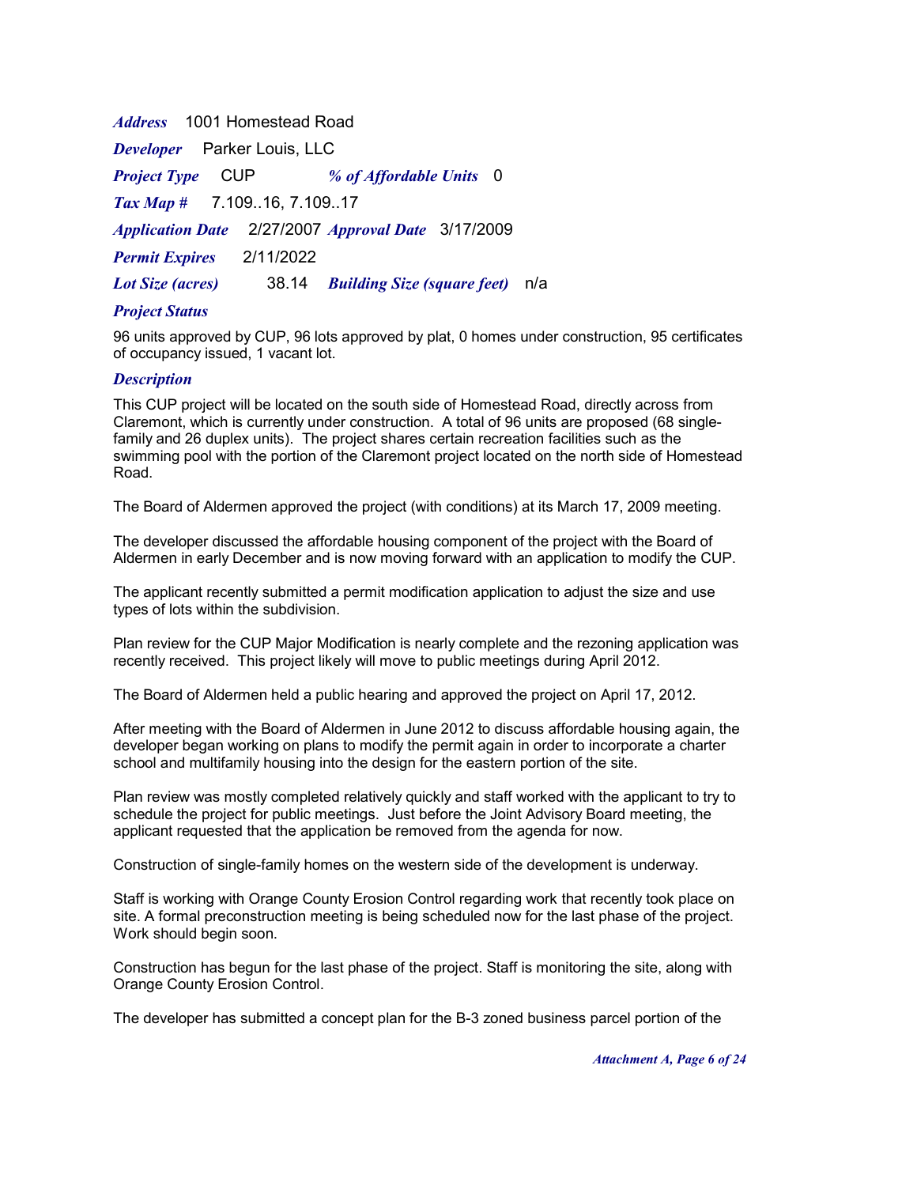***Address*** 1001 Homestead Road

***Developer*** Parker Louis, LLC

***Project Type*** CUP ***% of Affordable Units*** 0

***Tax Map #*** 7.109..16, 7.109..17

***Application Date*** 2/27/2007 ***Approval Date*** 3/17/2009

***Permit Expires*** 2/11/2022

***Lot Size (acres)*** 38.14 ***Building Size (square feet)*** n/a

***Project Status***

96 units approved by CUP, 96 lots approved by plat, 0 homes under construction, 95 certificates of occupancy issued, 1 vacant lot.

***Description***

This CUP project will be located on the south side of Homestead Road, directly across from Claremont, which is currently under construction. A total of 96 units are proposed (68 single-family and 26 duplex units). The project shares certain recreation facilities such as the swimming pool with the portion of the Claremont project located on the north side of Homestead Road.

The Board of Aldermen approved the project (with conditions) at its March 17, 2009 meeting.

The developer discussed the affordable housing component of the project with the Board of Aldermen in early December and is now moving forward with an application to modify the CUP.

The applicant recently submitted a permit modification application to adjust the size and use types of lots within the subdivision.

Plan review for the CUP Major Modification is nearly complete and the rezoning application was recently received. This project likely will move to public meetings during April 2012.

The Board of Aldermen held a public hearing and approved the project on April 17, 2012.

After meeting with the Board of Aldermen in June 2012 to discuss affordable housing again, the developer began working on plans to modify the permit again in order to incorporate a charter school and multifamily housing into the design for the eastern portion of the site.

Plan review was mostly completed relatively quickly and staff worked with the applicant to try to schedule the project for public meetings. Just before the Joint Advisory Board meeting, the applicant requested that the application be removed from the agenda for now.

Construction of single-family homes on the western side of the development is underway.

Staff is working with Orange County Erosion Control regarding work that recently took place on site. A formal preconstruction meeting is being scheduled now for the last phase of the project. Work should begin soon.

Construction has begun for the last phase of the project. Staff is monitoring the site, along with Orange County Erosion Control.

The developer has submitted a concept plan for the B-3 zoned business parcel portion of the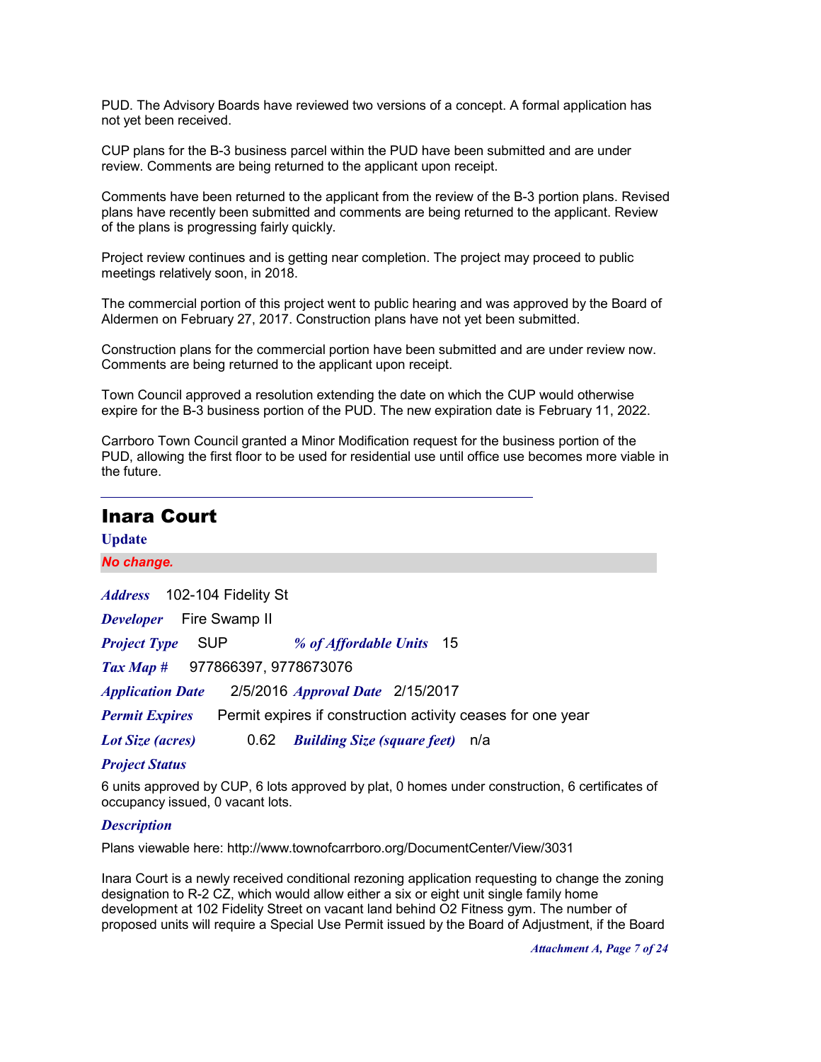PUD. The Advisory Boards have reviewed two versions of a concept. A formal application has not yet been received.

CUP plans for the B-3 business parcel within the PUD have been submitted and are under review. Comments are being returned to the applicant upon receipt.

Comments have been returned to the applicant from the review of the B-3 portion plans. Revised plans have recently been submitted and comments are being returned to the applicant. Review of the plans is progressing fairly quickly.

Project review continues and is getting near completion. The project may proceed to public meetings relatively soon, in 2018.

The commercial portion of this project went to public hearing and was approved by the Board of Aldermen on February 27, 2017. Construction plans have not yet been submitted.

Construction plans for the commercial portion have been submitted and are under review now. Comments are being returned to the applicant upon receipt.

Town Council approved a resolution extending the date on which the CUP would otherwise expire for the B-3 business portion of the PUD. The new expiration date is February 11, 2022.

Carrboro Town Council granted a Minor Modification request for the business portion of the PUD, allowing the first floor to be used for residential use until office use becomes more viable in the future.

---

## Inara Court

### Update

***No change.***

***Address*** 102-104 Fidelity St

***Developer*** Fire Swamp II

***Project Type*** SUP ***% of Affordable Units*** 15

***Tax Map #*** 977866397, 9778673076

***Application Date*** 2/5/2016 ***Approval Date*** 2/15/2017

***Permit Expires*** Permit expires if construction activity ceases for one year

***Lot Size (acres)*** 0.62 ***Building Size (square feet)*** n/a

***Project Status***

6 units approved by CUP, 6 lots approved by plat, 0 homes under construction, 6 certificates of occupancy issued, 0 vacant lots.

***Description***

Plans viewable here: http://www.townofcarrboro.org/DocumentCenter/View/3031

Inara Court is a newly received conditional rezoning application requesting to change the zoning designation to R-2 CZ, which would allow either a six or eight unit single family home development at 102 Fidelity Street on vacant land behind O2 Fitness gym. The number of proposed units will require a Special Use Permit issued by the Board of Adjustment, if the Board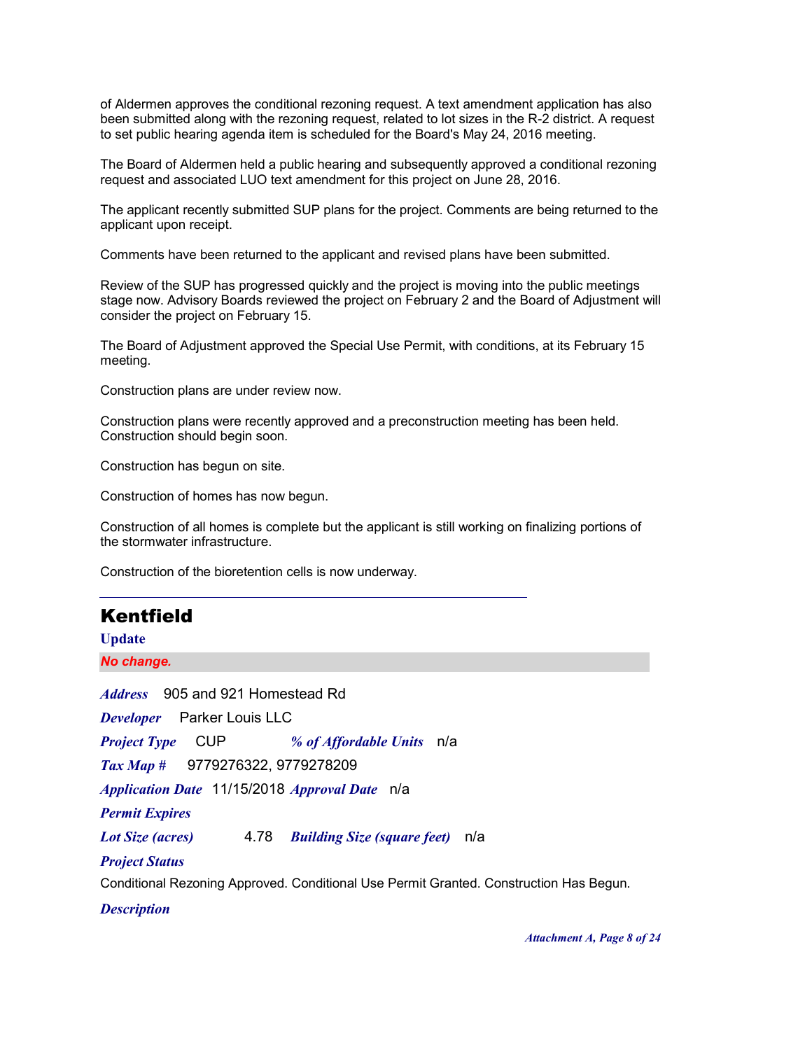of Aldermen approves the conditional rezoning request. A text amendment application has also been submitted along with the rezoning request, related to lot sizes in the R-2 district. A request to set public hearing agenda item is scheduled for the Board's May 24, 2016 meeting.

The Board of Aldermen held a public hearing and subsequently approved a conditional rezoning request and associated LUO text amendment for this project on June 28, 2016.

The applicant recently submitted SUP plans for the project. Comments are being returned to the applicant upon receipt.

Comments have been returned to the applicant and revised plans have been submitted.

Review of the SUP has progressed quickly and the project is moving into the public meetings stage now. Advisory Boards reviewed the project on February 2 and the Board of Adjustment will consider the project on February 15.

The Board of Adjustment approved the Special Use Permit, with conditions, at its February 15 meeting.

Construction plans are under review now.

Construction plans were recently approved and a preconstruction meeting has been held. Construction should begin soon.

Construction has begun on site.

Construction of homes has now begun.

Construction of all homes is complete but the applicant is still working on finalizing portions of the stormwater infrastructure.

Construction of the bioretention cells is now underway.

---

## Kentfield

***Update***

***No change.***

***Address*** 905 and 921 Homestead Rd

***Developer*** Parker Louis LLC

***Project Type*** CUP ***% of Affordable Units*** n/a

***Tax Map #*** 9779276322, 9779278209

***Application Date*** 11/15/2018 ***Approval Date*** n/a

***Permit Expires***

***Lot Size (acres)*** 4.78 ***Building Size (square feet)*** n/a

***Project Status***

Conditional Rezoning Approved. Conditional Use Permit Granted. Construction Has Begun.

***Description***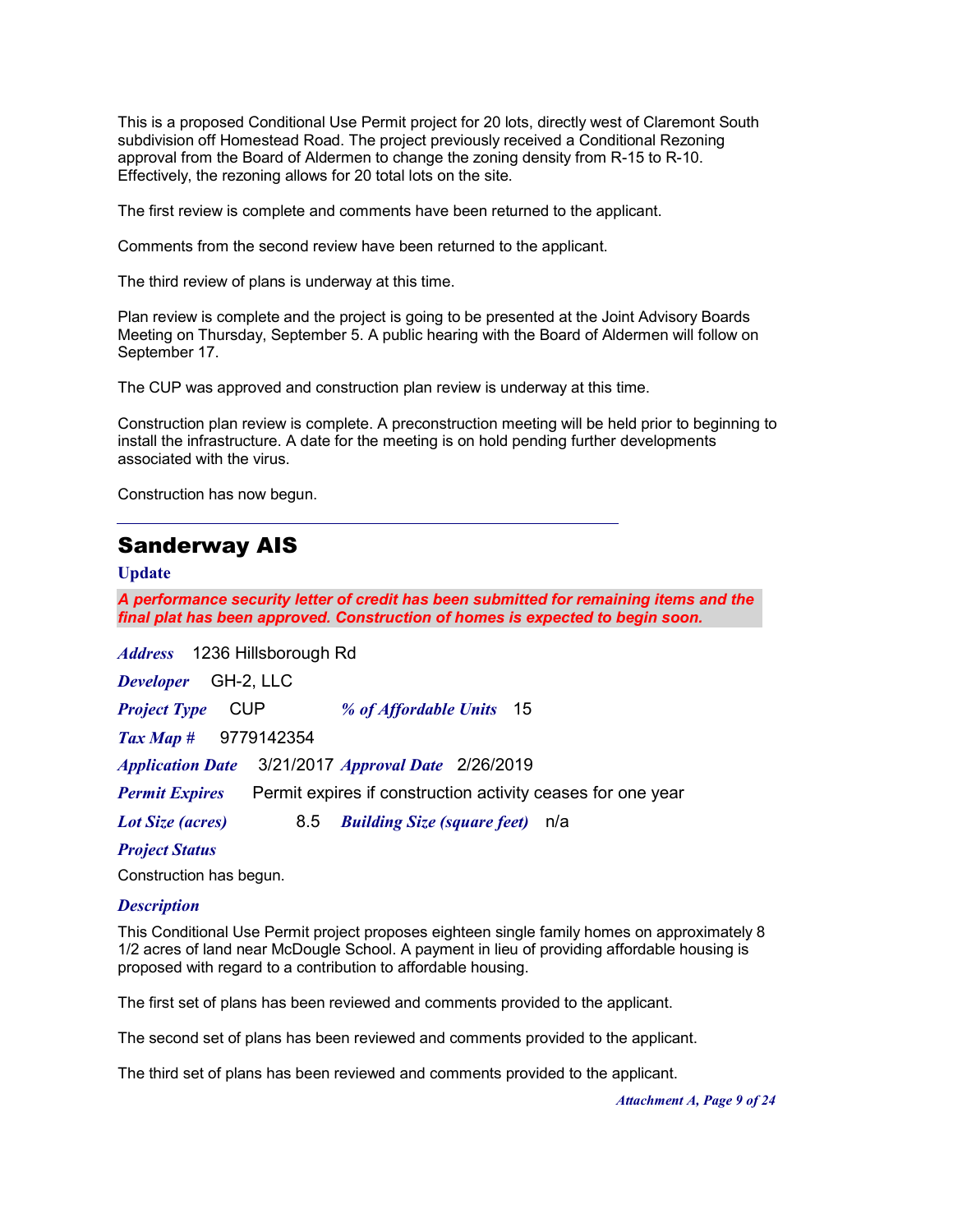This is a proposed Conditional Use Permit project for 20 lots, directly west of Claremont South subdivision off Homestead Road. The project previously received a Conditional Rezoning approval from the Board of Aldermen to change the zoning density from R-15 to R-10. Effectively, the rezoning allows for 20 total lots on the site.

The first review is complete and comments have been returned to the applicant.

Comments from the second review have been returned to the applicant.

The third review of plans is underway at this time.

Plan review is complete and the project is going to be presented at the Joint Advisory Boards Meeting on Thursday, September 5. A public hearing with the Board of Aldermen will follow on September 17.

The CUP was approved and construction plan review is underway at this time.

Construction plan review is complete. A preconstruction meeting will be held prior to beginning to install the infrastructure. A date for the meeting is on hold pending further developments associated with the virus.

Construction has now begun.

---

## Sanderway AIS

### Update

***A performance security letter of credit has been submitted for remaining items and the final plat has been approved. Construction of homes is expected to begin soon.***

*Address* 1236 Hillsborough Rd

*Developer* GH-2, LLC

*Project Type* CUP *% of Affordable Units* 15

*Tax Map #* 9779142354

*Application Date* 3/21/2017 *Approval Date* 2/26/2019

*Permit Expires* Permit expires if construction activity ceases for one year

*Lot Size (acres)* 8.5 *Building Size (square feet)* n/a

*Project Status*

Construction has begun.

*Description*

This Conditional Use Permit project proposes eighteen single family homes on approximately 8 1/2 acres of land near McDougle School. A payment in lieu of providing affordable housing is proposed with regard to a contribution to affordable housing.

The first set of plans has been reviewed and comments provided to the applicant.

The second set of plans has been reviewed and comments provided to the applicant.

The third set of plans has been reviewed and comments provided to the applicant.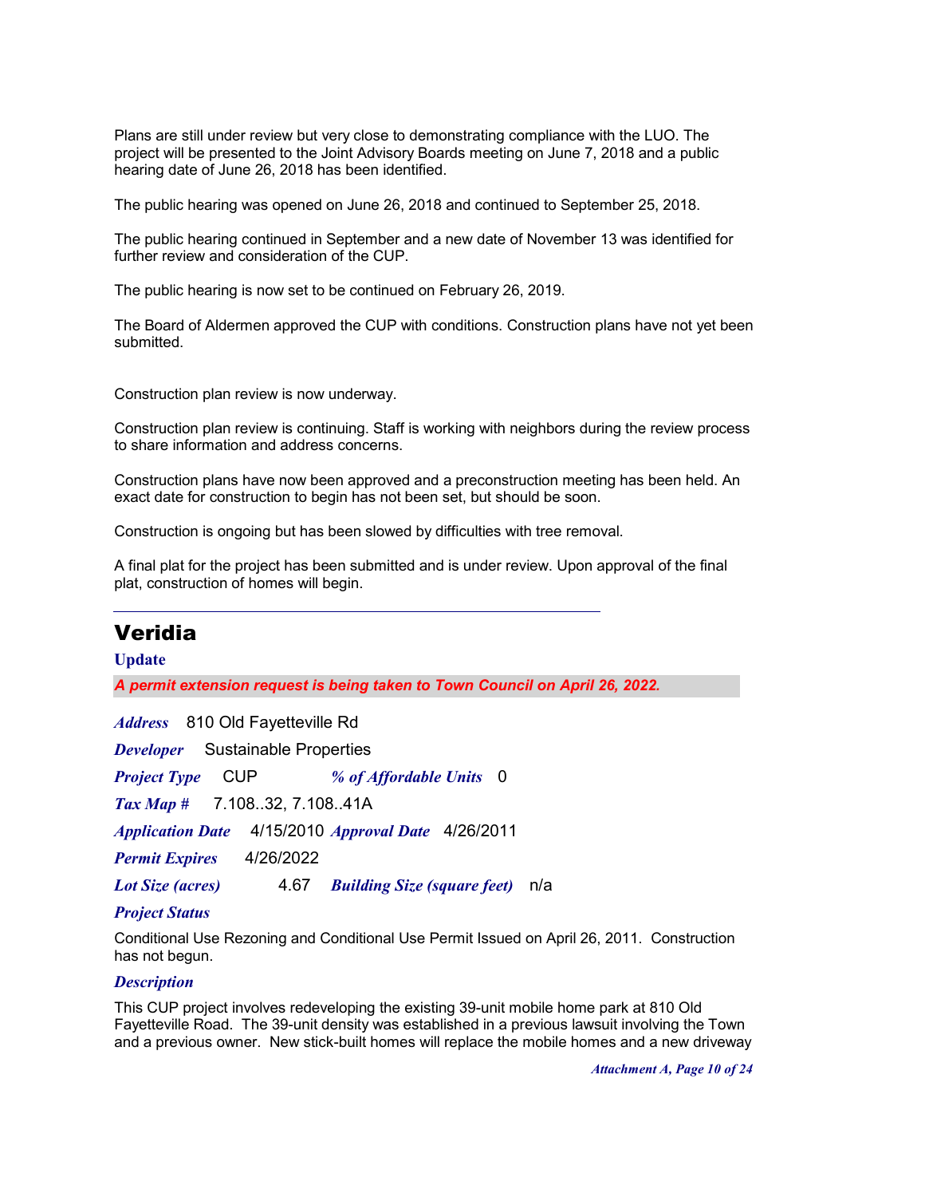Plans are still under review but very close to demonstrating compliance with the LUO. The project will be presented to the Joint Advisory Boards meeting on June 7, 2018 and a public hearing date of June 26, 2018 has been identified.

The public hearing was opened on June 26, 2018 and continued to September 25, 2018.

The public hearing continued in September and a new date of November 13 was identified for further review and consideration of the CUP.

The public hearing is now set to be continued on February 26, 2019.

The Board of Aldermen approved the CUP with conditions. Construction plans have not yet been submitted.

Construction plan review is now underway.

Construction plan review is continuing. Staff is working with neighbors during the review process to share information and address concerns.

Construction plans have now been approved and a preconstruction meeting has been held. An exact date for construction to begin has not been set, but should be soon.

Construction is ongoing but has been slowed by difficulties with tree removal.

A final plat for the project has been submitted and is under review. Upon approval of the final plat, construction of homes will begin.

---

## Veridia

***Update***

***A permit extension request is being taken to Town Council on April 26, 2022.***

***Address*** 810 Old Fayetteville Rd

***Developer*** Sustainable Properties

***Project Type*** CUP ***% of Affordable Units*** 0

***Tax Map #*** 7.108..32, 7.108..41A

***Application Date*** 4/15/2010 ***Approval Date*** 4/26/2011

***Permit Expires*** 4/26/2022

***Lot Size (acres)*** 4.67 ***Building Size (square feet)*** n/a

***Project Status***

Conditional Use Rezoning and Conditional Use Permit Issued on April 26, 2011. Construction has not begun.

***Description***

This CUP project involves redeveloping the existing 39-unit mobile home park at 810 Old Fayetteville Road. The 39-unit density was established in a previous lawsuit involving the Town and a previous owner. New stick-built homes will replace the mobile homes and a new driveway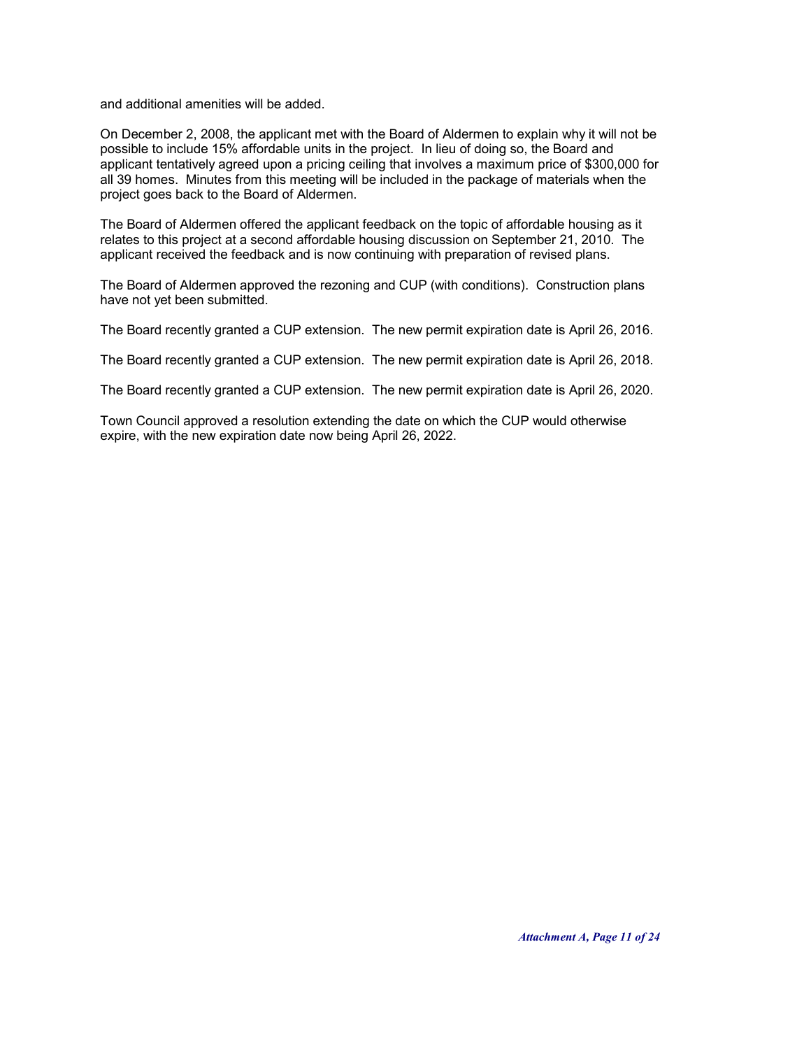and additional amenities will be added.

On December 2, 2008, the applicant met with the Board of Aldermen to explain why it will not be possible to include 15% affordable units in the project. In lieu of doing so, the Board and applicant tentatively agreed upon a pricing ceiling that involves a maximum price of $300,000 for all 39 homes. Minutes from this meeting will be included in the package of materials when the project goes back to the Board of Aldermen.

The Board of Aldermen offered the applicant feedback on the topic of affordable housing as it relates to this project at a second affordable housing discussion on September 21, 2010. The applicant received the feedback and is now continuing with preparation of revised plans.

The Board of Aldermen approved the rezoning and CUP (with conditions). Construction plans have not yet been submitted.

The Board recently granted a CUP extension. The new permit expiration date is April 26, 2016.

The Board recently granted a CUP extension. The new permit expiration date is April 26, 2018.

The Board recently granted a CUP extension. The new permit expiration date is April 26, 2020.

Town Council approved a resolution extending the date on which the CUP would otherwise expire, with the new expiration date now being April 26, 2022.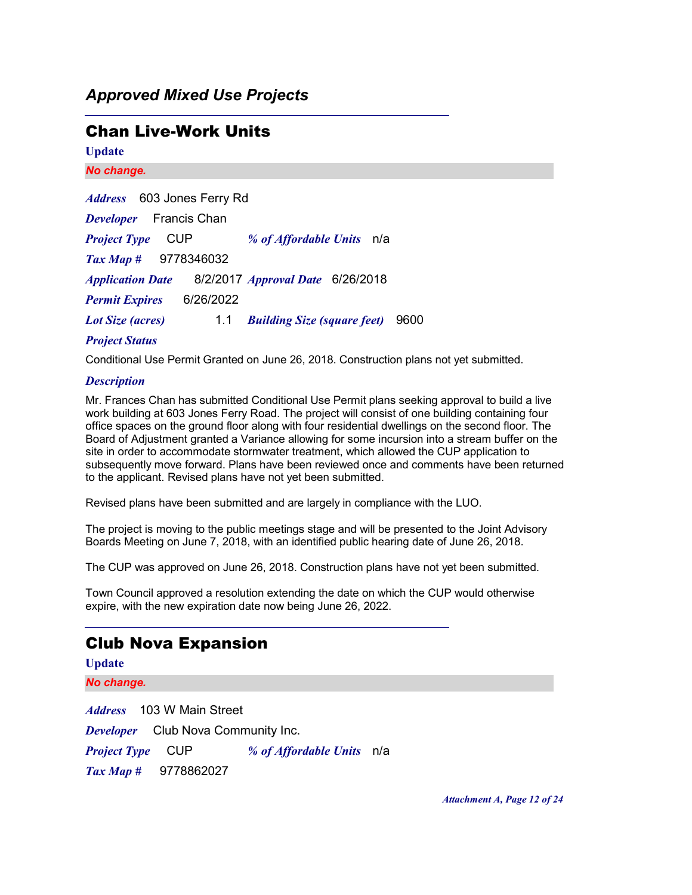## *Approved Mixed Use Projects*

---

## Chan Live-Work Units

**Update**

***No change.***

***Address*** 603 Jones Ferry Rd

***Developer*** Francis Chan

***Project Type*** CUP ***% of Affordable Units*** n/a

***Tax Map #*** 9778346032

***Application Date*** 8/2/2017 ***Approval Date*** 6/26/2018

***Permit Expires*** 6/26/2022

***Lot Size (acres)*** 1.1 ***Building Size (square feet)*** 9600

***Project Status***

Conditional Use Permit Granted on June 26, 2018. Construction plans not yet submitted.

***Description***

Mr. Frances Chan has submitted Conditional Use Permit plans seeking approval to build a live work building at 603 Jones Ferry Road. The project will consist of one building containing four office spaces on the ground floor along with four residential dwellings on the second floor. The Board of Adjustment granted a Variance allowing for some incursion into a stream buffer on the site in order to accommodate stormwater treatment, which allowed the CUP application to subsequently move forward. Plans have been reviewed once and comments have been returned to the applicant. Revised plans have not yet been submitted.

Revised plans have been submitted and are largely in compliance with the LUO.

The project is moving to the public meetings stage and will be presented to the Joint Advisory Boards Meeting on June 7, 2018, with an identified public hearing date of June 26, 2018.

The CUP was approved on June 26, 2018. Construction plans have not yet been submitted.

Town Council approved a resolution extending the date on which the CUP would otherwise expire, with the new expiration date now being June 26, 2022.

---

## Club Nova Expansion

**Update**

***No change.***

***Address*** 103 W Main Street

***Developer*** Club Nova Community Inc.

***Project Type*** CUP ***% of Affordable Units*** n/a

***Tax Map #*** 9778862027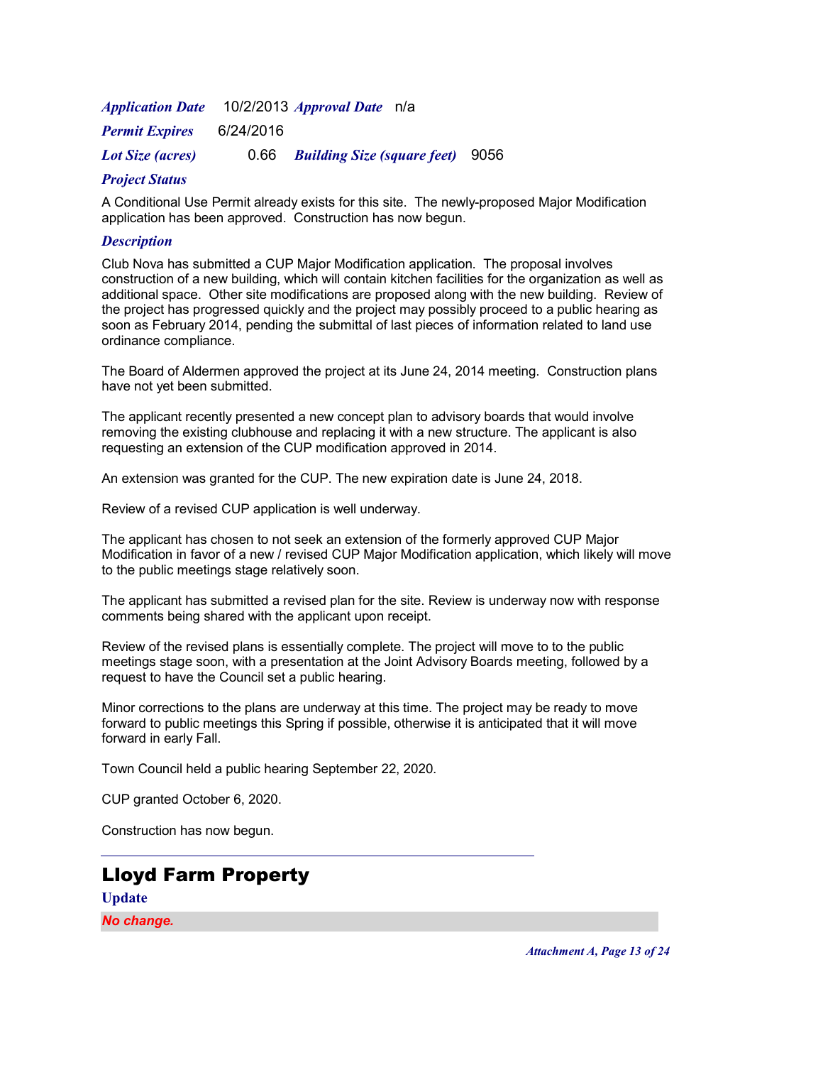***Application Date*** 10/2/2013 ***Approval Date*** n/a

***Permit Expires*** 6/24/2016

***Lot Size (acres)*** 0.66 ***Building Size (square feet)*** 9056

***Project Status***

A Conditional Use Permit already exists for this site. The newly-proposed Major Modification application has been approved. Construction has now begun.

***Description***

Club Nova has submitted a CUP Major Modification application. The proposal involves construction of a new building, which will contain kitchen facilities for the organization as well as additional space. Other site modifications are proposed along with the new building. Review of the project has progressed quickly and the project may possibly proceed to a public hearing as soon as February 2014, pending the submittal of last pieces of information related to land use ordinance compliance.

The Board of Aldermen approved the project at its June 24, 2014 meeting. Construction plans have not yet been submitted.

The applicant recently presented a new concept plan to advisory boards that would involve removing the existing clubhouse and replacing it with a new structure. The applicant is also requesting an extension of the CUP modification approved in 2014.

An extension was granted for the CUP. The new expiration date is June 24, 2018.

Review of a revised CUP application is well underway.

The applicant has chosen to not seek an extension of the formerly approved CUP Major Modification in favor of a new / revised CUP Major Modification application, which likely will move to the public meetings stage relatively soon.

The applicant has submitted a revised plan for the site. Review is underway now with response comments being shared with the applicant upon receipt.

Review of the revised plans is essentially complete. The project will move to to the public meetings stage soon, with a presentation at the Joint Advisory Boards meeting, followed by a request to have the Council set a public hearing.

Minor corrections to the plans are underway at this time. The project may be ready to move forward to public meetings this Spring if possible, otherwise it is anticipated that it will move forward in early Fall.

Town Council held a public hearing September 22, 2020.

CUP granted October 6, 2020.

Construction has now begun.

---

## Lloyd Farm Property

**Update**

***No change.***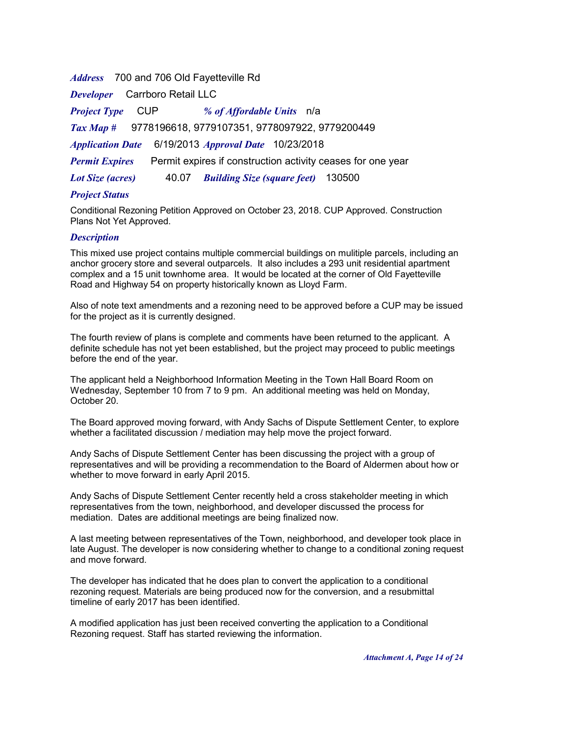*Address* 700 and 706 Old Fayetteville Rd

*Developer* Carrboro Retail LLC

*Project Type* CUP *% of Affordable Units* n/a

*Tax Map #* 9778196618, 9779107351, 9778097922, 9779200449

*Application Date* 6/19/2013 *Approval Date* 10/23/2018

*Permit Expires* Permit expires if construction activity ceases for one year

*Lot Size (acres)* 40.07 *Building Size (square feet)* 130500

*Project Status*

Conditional Rezoning Petition Approved on October 23, 2018. CUP Approved. Construction Plans Not Yet Approved.

*Description*

This mixed use project contains multiple commercial buildings on mulitiple parcels, including an anchor grocery store and several outparcels. It also includes a 293 unit residential apartment complex and a 15 unit townhome area. It would be located at the corner of Old Fayetteville Road and Highway 54 on property historically known as Lloyd Farm.

Also of note text amendments and a rezoning need to be approved before a CUP may be issued for the project as it is currently designed.

The fourth review of plans is complete and comments have been returned to the applicant. A definite schedule has not yet been established, but the project may proceed to public meetings before the end of the year.

The applicant held a Neighborhood Information Meeting in the Town Hall Board Room on Wednesday, September 10 from 7 to 9 pm. An additional meeting was held on Monday, October 20.

The Board approved moving forward, with Andy Sachs of Dispute Settlement Center, to explore whether a facilitated discussion / mediation may help move the project forward.

Andy Sachs of Dispute Settlement Center has been discussing the project with a group of representatives and will be providing a recommendation to the Board of Aldermen about how or whether to move forward in early April 2015.

Andy Sachs of Dispute Settlement Center recently held a cross stakeholder meeting in which representatives from the town, neighborhood, and developer discussed the process for mediation. Dates are additional meetings are being finalized now.

A last meeting between representatives of the Town, neighborhood, and developer took place in late August. The developer is now considering whether to change to a conditional zoning request and move forward.

The developer has indicated that he does plan to convert the application to a conditional rezoning request. Materials are being produced now for the conversion, and a resubmittal timeline of early 2017 has been identified.

A modified application has just been received converting the application to a Conditional Rezoning request. Staff has started reviewing the information.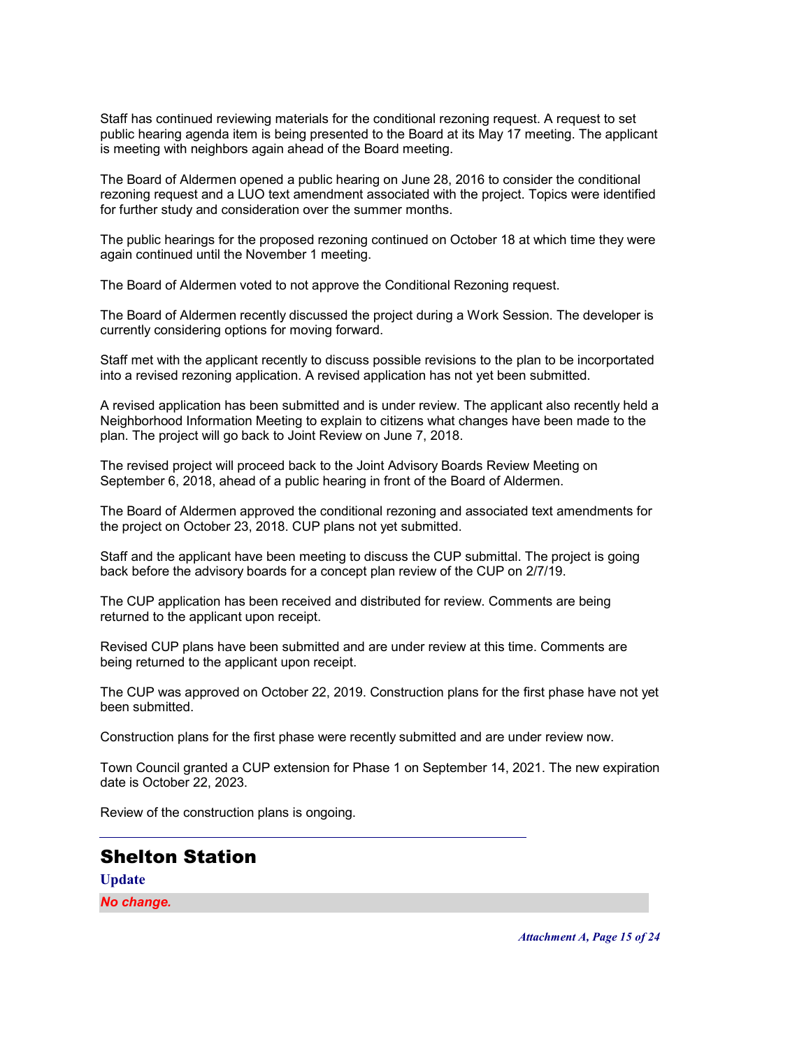Staff has continued reviewing materials for the conditional rezoning request. A request to set public hearing agenda item is being presented to the Board at its May 17 meeting. The applicant is meeting with neighbors again ahead of the Board meeting.

The Board of Aldermen opened a public hearing on June 28, 2016 to consider the conditional rezoning request and a LUO text amendment associated with the project. Topics were identified for further study and consideration over the summer months.

The public hearings for the proposed rezoning continued on October 18 at which time they were again continued until the November 1 meeting.

The Board of Aldermen voted to not approve the Conditional Rezoning request.

The Board of Aldermen recently discussed the project during a Work Session. The developer is currently considering options for moving forward.

Staff met with the applicant recently to discuss possible revisions to the plan to be incorportated into a revised rezoning application. A revised application has not yet been submitted.

A revised application has been submitted and is under review. The applicant also recently held a Neighborhood Information Meeting to explain to citizens what changes have been made to the plan. The project will go back to Joint Review on June 7, 2018.

The revised project will proceed back to the Joint Advisory Boards Review Meeting on September 6, 2018, ahead of a public hearing in front of the Board of Aldermen.

The Board of Aldermen approved the conditional rezoning and associated text amendments for the project on October 23, 2018. CUP plans not yet submitted.

Staff and the applicant have been meeting to discuss the CUP submittal. The project is going back before the advisory boards for a concept plan review of the CUP on 2/7/19.

The CUP application has been received and distributed for review. Comments are being returned to the applicant upon receipt.

Revised CUP plans have been submitted and are under review at this time. Comments are being returned to the applicant upon receipt.

The CUP was approved on October 22, 2019. Construction plans for the first phase have not yet been submitted.

Construction plans for the first phase were recently submitted and are under review now.

Town Council granted a CUP extension for Phase 1 on September 14, 2021. The new expiration date is October 22, 2023.

Review of the construction plans is ongoing.

---

## Shelton Station

**Update**

***No change.***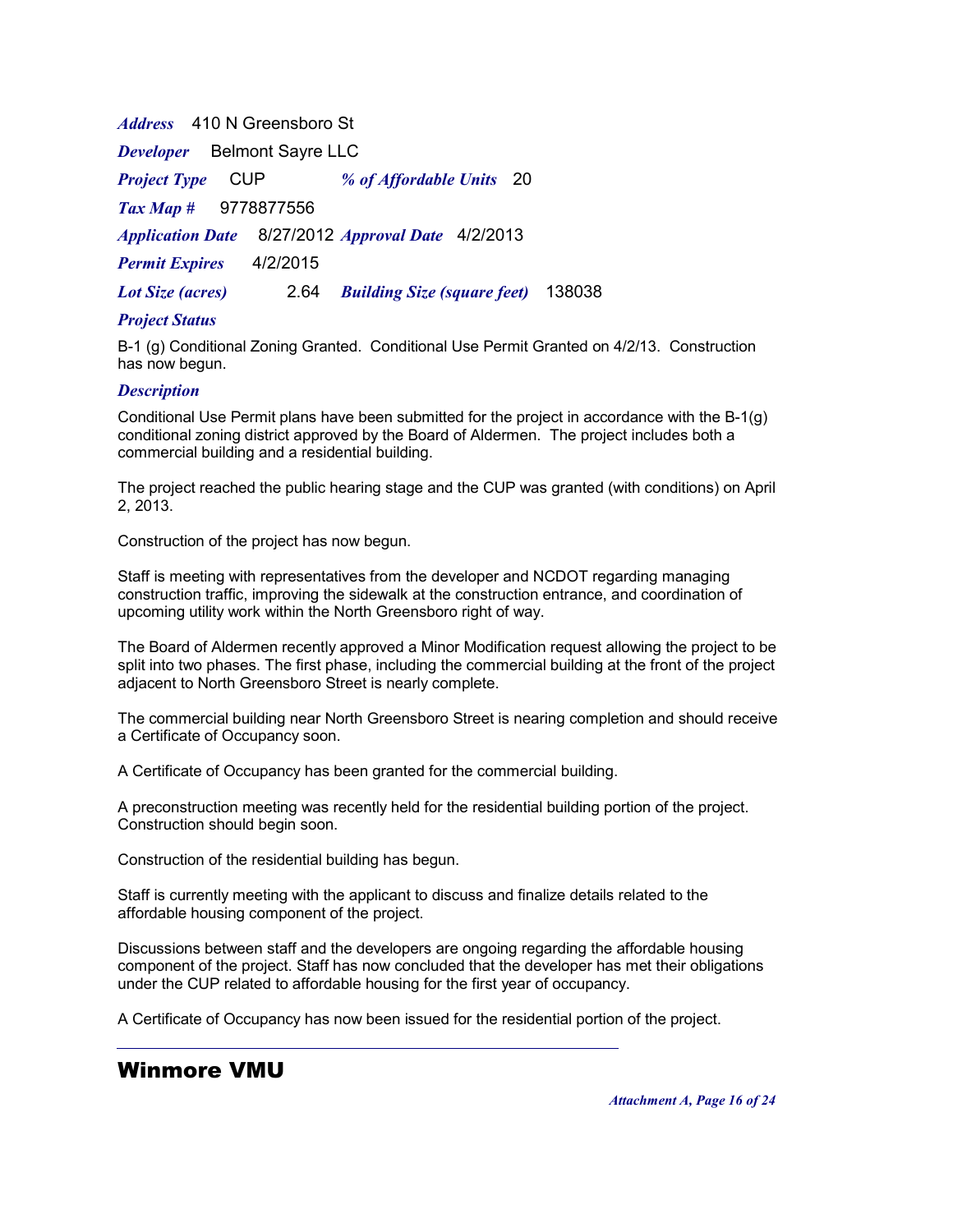*Address* 410 N Greensboro St

*Developer* Belmont Sayre LLC

*Project Type* CUP *% of Affordable Units* 20

*Tax Map #* 9778877556

*Application Date* 8/27/2012 *Approval Date* 4/2/2013

*Permit Expires* 4/2/2015

*Lot Size (acres)* 2.64 *Building Size (square feet)* 138038

*Project Status*

B-1 (g) Conditional Zoning Granted. Conditional Use Permit Granted on 4/2/13. Construction has now begun.

*Description*

Conditional Use Permit plans have been submitted for the project in accordance with the B-1(g) conditional zoning district approved by the Board of Aldermen. The project includes both a commercial building and a residential building.

The project reached the public hearing stage and the CUP was granted (with conditions) on April 2, 2013.

Construction of the project has now begun.

Staff is meeting with representatives from the developer and NCDOT regarding managing construction traffic, improving the sidewalk at the construction entrance, and coordination of upcoming utility work within the North Greensboro right of way.

The Board of Aldermen recently approved a Minor Modification request allowing the project to be split into two phases. The first phase, including the commercial building at the front of the project adjacent to North Greensboro Street is nearly complete.

The commercial building near North Greensboro Street is nearing completion and should receive a Certificate of Occupancy soon.

A Certificate of Occupancy has been granted for the commercial building.

A preconstruction meeting was recently held for the residential building portion of the project. Construction should begin soon.

Construction of the residential building has begun.

Staff is currently meeting with the applicant to discuss and finalize details related to the affordable housing component of the project.

Discussions between staff and the developers are ongoing regarding the affordable housing component of the project. Staff has now concluded that the developer has met their obligations under the CUP related to affordable housing for the first year of occupancy.

A Certificate of Occupancy has now been issued for the residential portion of the project.

---

## Winmore VMU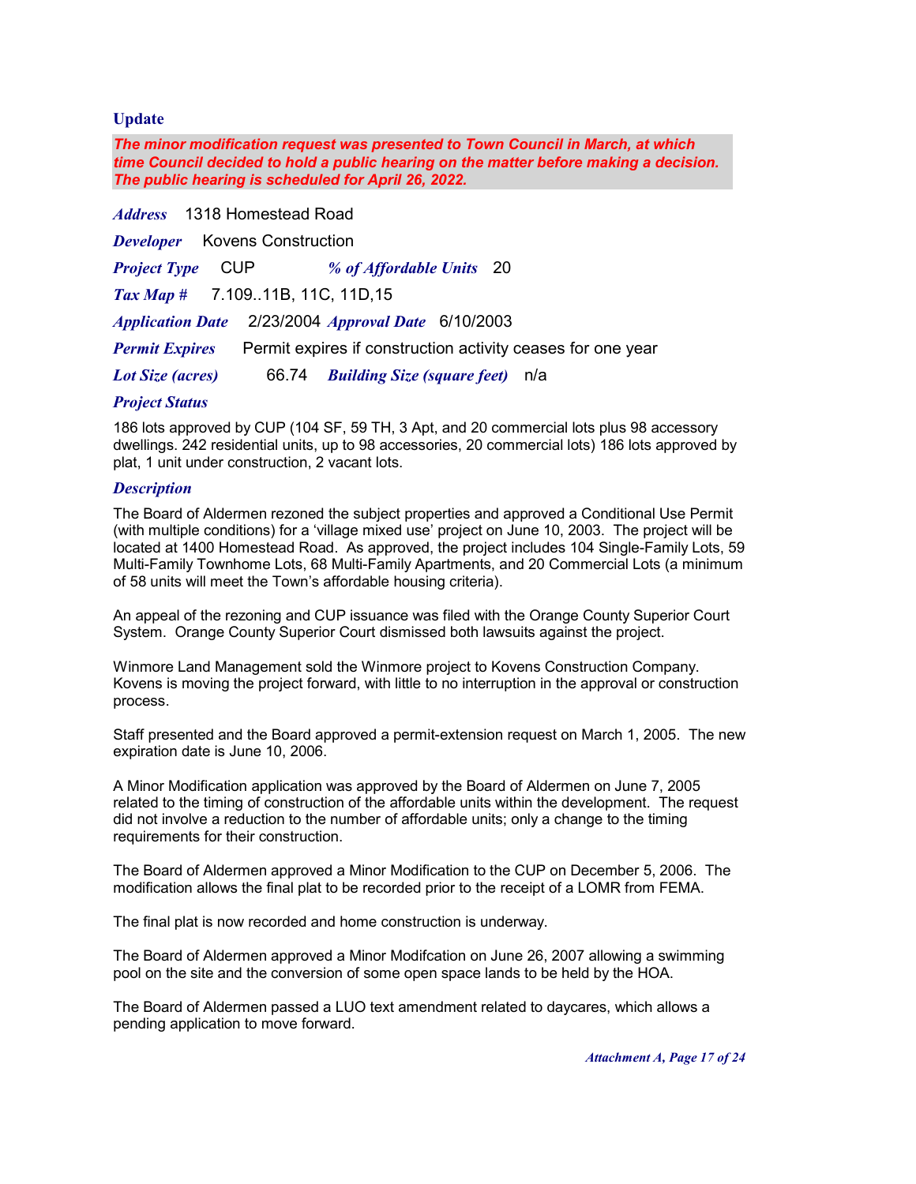### Update

***The minor modification request was presented to Town Council in March, at which time Council decided to hold a public hearing on the matter before making a decision. The public hearing is scheduled for April 26, 2022.***

***Address*** 1318 Homestead Road

***Developer*** Kovens Construction

***Project Type*** CUP ***% of Affordable Units*** 20

***Tax Map #*** 7.109..11B, 11C, 11D,15

***Application Date*** 2/23/2004 ***Approval Date*** 6/10/2003

***Permit Expires*** Permit expires if construction activity ceases for one year

***Lot Size (acres)*** 66.74 ***Building Size (square feet)*** n/a

***Project Status***

186 lots approved by CUP (104 SF, 59 TH, 3 Apt, and 20 commercial lots plus 98 accessory dwellings. 242 residential units, up to 98 accessories, 20 commercial lots) 186 lots approved by plat, 1 unit under construction, 2 vacant lots.

***Description***

The Board of Aldermen rezoned the subject properties and approved a Conditional Use Permit (with multiple conditions) for a 'village mixed use' project on June 10, 2003. The project will be located at 1400 Homestead Road. As approved, the project includes 104 Single-Family Lots, 59 Multi-Family Townhome Lots, 68 Multi-Family Apartments, and 20 Commercial Lots (a minimum of 58 units will meet the Town's affordable housing criteria).

An appeal of the rezoning and CUP issuance was filed with the Orange County Superior Court System. Orange County Superior Court dismissed both lawsuits against the project.

Winmore Land Management sold the Winmore project to Kovens Construction Company. Kovens is moving the project forward, with little to no interruption in the approval or construction process.

Staff presented and the Board approved a permit-extension request on March 1, 2005. The new expiration date is June 10, 2006.

A Minor Modification application was approved by the Board of Aldermen on June 7, 2005 related to the timing of construction of the affordable units within the development. The request did not involve a reduction to the number of affordable units; only a change to the timing requirements for their construction.

The Board of Aldermen approved a Minor Modification to the CUP on December 5, 2006. The modification allows the final plat to be recorded prior to the receipt of a LOMR from FEMA.

The final plat is now recorded and home construction is underway.

The Board of Aldermen approved a Minor Modifcation on June 26, 2007 allowing a swimming pool on the site and the conversion of some open space lands to be held by the HOA.

The Board of Aldermen passed a LUO text amendment related to daycares, which allows a pending application to move forward.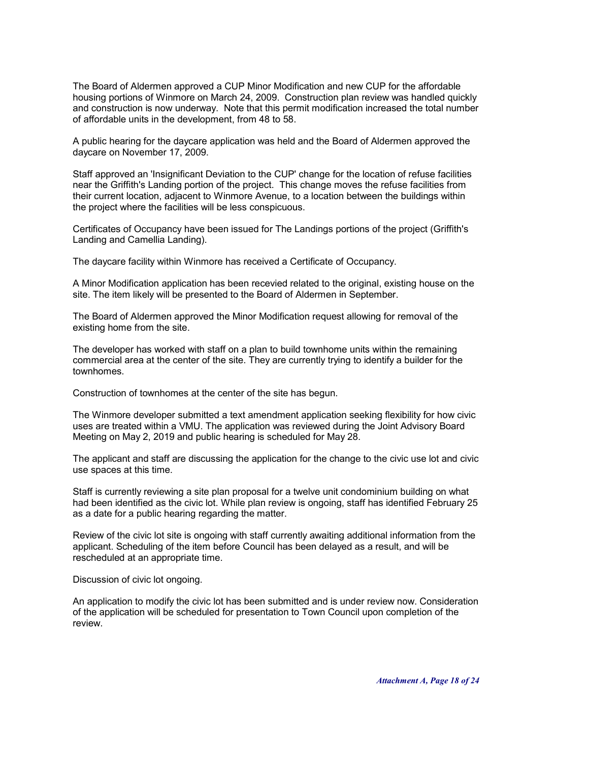The Board of Aldermen approved a CUP Minor Modification and new CUP for the affordable housing portions of Winmore on March 24, 2009. Construction plan review was handled quickly and construction is now underway. Note that this permit modification increased the total number of affordable units in the development, from 48 to 58.

A public hearing for the daycare application was held and the Board of Aldermen approved the daycare on November 17, 2009.

Staff approved an 'Insignificant Deviation to the CUP' change for the location of refuse facilities near the Griffith's Landing portion of the project. This change moves the refuse facilities from their current location, adjacent to Winmore Avenue, to a location between the buildings within the project where the facilities will be less conspicuous.

Certificates of Occupancy have been issued for The Landings portions of the project (Griffith's Landing and Camellia Landing).

The daycare facility within Winmore has received a Certificate of Occupancy.

A Minor Modification application has been recevied related to the original, existing house on the site. The item likely will be presented to the Board of Aldermen in September.

The Board of Aldermen approved the Minor Modification request allowing for removal of the existing home from the site.

The developer has worked with staff on a plan to build townhome units within the remaining commercial area at the center of the site. They are currently trying to identify a builder for the townhomes.

Construction of townhomes at the center of the site has begun.

The Winmore developer submitted a text amendment application seeking flexibility for how civic uses are treated within a VMU. The application was reviewed during the Joint Advisory Board Meeting on May 2, 2019 and public hearing is scheduled for May 28.

The applicant and staff are discussing the application for the change to the civic use lot and civic use spaces at this time.

Staff is currently reviewing a site plan proposal for a twelve unit condominium building on what had been identified as the civic lot. While plan review is ongoing, staff has identified February 25 as a date for a public hearing regarding the matter.

Review of the civic lot site is ongoing with staff currently awaiting additional information from the applicant. Scheduling of the item before Council has been delayed as a result, and will be rescheduled at an appropriate time.

Discussion of civic lot ongoing.

An application to modify the civic lot has been submitted and is under review now. Consideration of the application will be scheduled for presentation to Town Council upon completion of the review.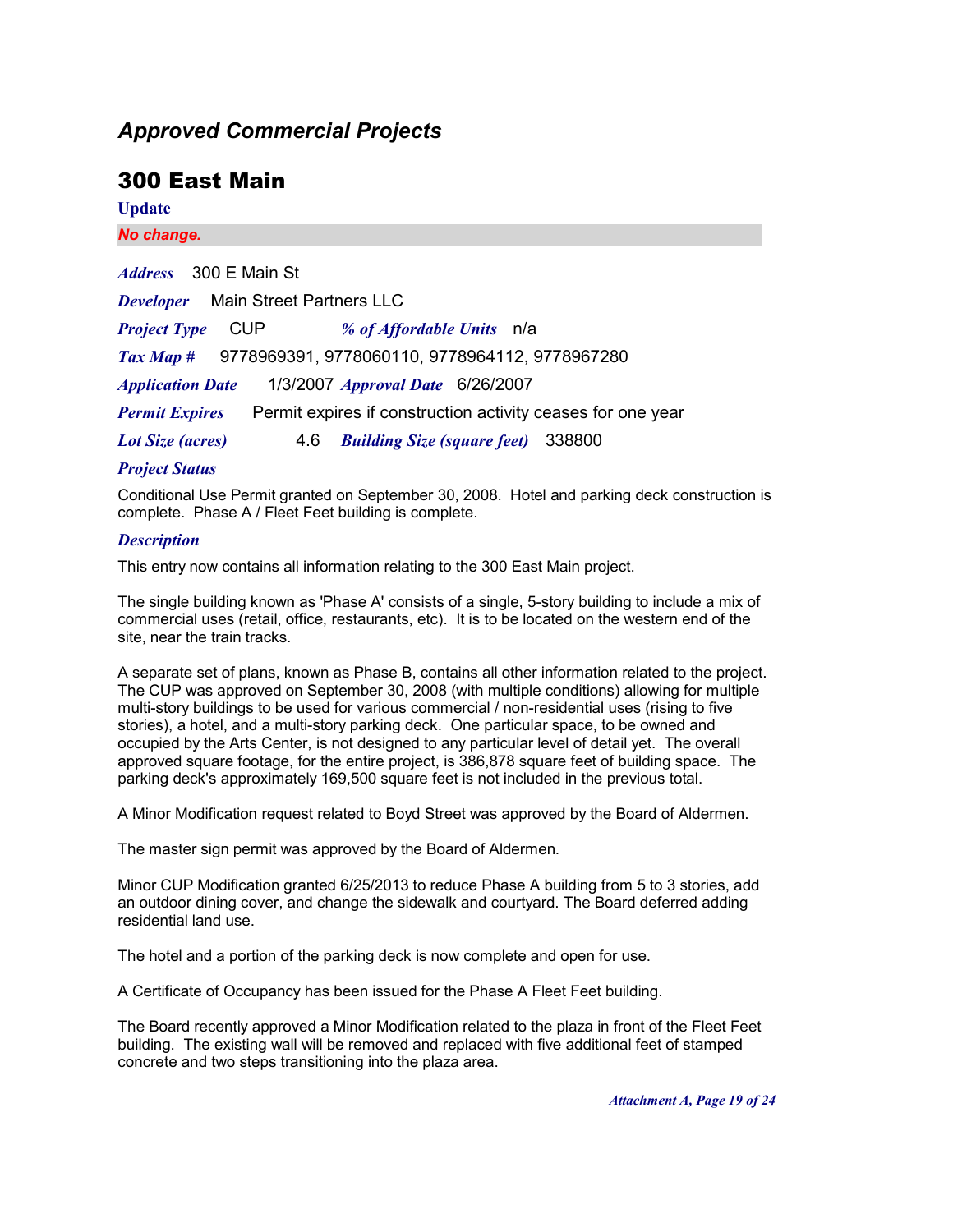## *Approved Commercial Projects*

# 300 East Main

**Update**

***No change.***

***Address*** 300 E Main St

***Developer*** Main Street Partners LLC

***Project Type*** CUP ***% of Affordable Units*** n/a

***Tax Map #*** 9778969391, 9778060110, 9778964112, 9778967280

***Application Date*** 1/3/2007 ***Approval Date*** 6/26/2007

***Permit Expires*** Permit expires if construction activity ceases for one year

***Lot Size (acres)*** 4.6 ***Building Size (square feet)*** 338800

***Project Status***

Conditional Use Permit granted on September 30, 2008. Hotel and parking deck construction is complete. Phase A / Fleet Feet building is complete.

***Description***

This entry now contains all information relating to the 300 East Main project.

The single building known as 'Phase A' consists of a single, 5-story building to include a mix of commercial uses (retail, office, restaurants, etc). It is to be located on the western end of the site, near the train tracks.

A separate set of plans, known as Phase B, contains all other information related to the project. The CUP was approved on September 30, 2008 (with multiple conditions) allowing for multiple multi-story buildings to be used for various commercial / non-residential uses (rising to five stories), a hotel, and a multi-story parking deck. One particular space, to be owned and occupied by the Arts Center, is not designed to any particular level of detail yet. The overall approved square footage, for the entire project, is 386,878 square feet of building space. The parking deck's approximately 169,500 square feet is not included in the previous total.

A Minor Modification request related to Boyd Street was approved by the Board of Aldermen.

The master sign permit was approved by the Board of Aldermen.

Minor CUP Modification granted 6/25/2013 to reduce Phase A building from 5 to 3 stories, add an outdoor dining cover, and change the sidewalk and courtyard. The Board deferred adding residential land use.

The hotel and a portion of the parking deck is now complete and open for use.

A Certificate of Occupancy has been issued for the Phase A Fleet Feet building.

The Board recently approved a Minor Modification related to the plaza in front of the Fleet Feet building. The existing wall will be removed and replaced with five additional feet of stamped concrete and two steps transitioning into the plaza area.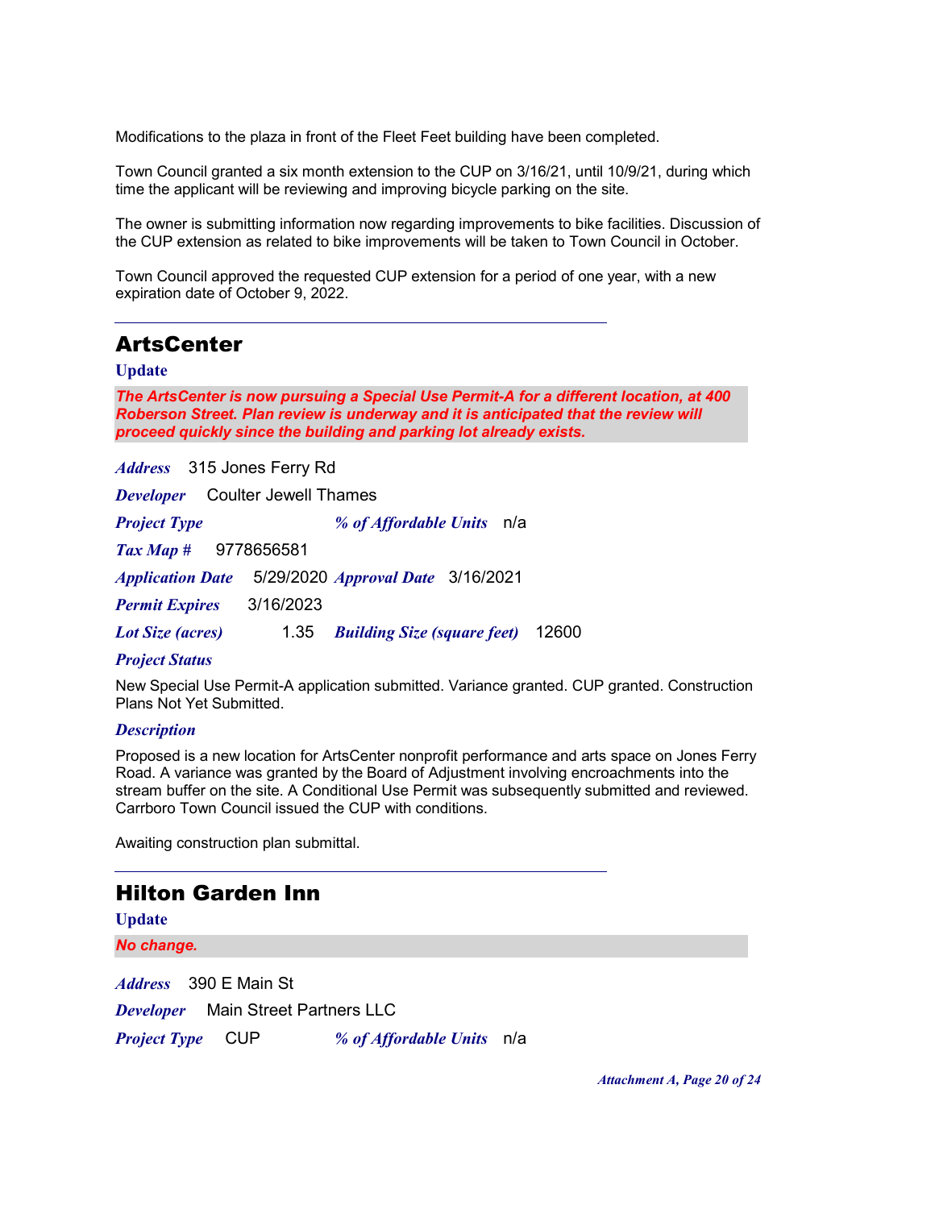Modifications to the plaza in front of the Fleet Feet building have been completed.

Town Council granted a six month extension to the CUP on 3/16/21, until 10/9/21, during which time the applicant will be reviewing and improving bicycle parking on the site.

The owner is submitting information now regarding improvements to bike facilities. Discussion of the CUP extension as related to bike improvements will be taken to Town Council in October.

Town Council approved the requested CUP extension for a period of one year, with a new expiration date of October 9, 2022.

---

## ArtsCenter

***Update***

***The ArtsCenter is now pursuing a Special Use Permit-A for a different location, at 400 Roberson Street. Plan review is underway and it is anticipated that the review will proceed quickly since the building and parking lot already exists.***

***Address*** 315 Jones Ferry Rd

***Developer*** Coulter Jewell Thames

***Project Type*** ***% of Affordable Units*** n/a

***Tax Map #*** 9778656581

***Application Date*** 5/29/2020 ***Approval Date*** 3/16/2021

***Permit Expires*** 3/16/2023

***Lot Size (acres)*** 1.35 ***Building Size (square feet)*** 12600

***Project Status***

New Special Use Permit-A application submitted. Variance granted. CUP granted. Construction Plans Not Yet Submitted.

***Description***

Proposed is a new location for ArtsCenter nonprofit performance and arts space on Jones Ferry Road. A variance was granted by the Board of Adjustment involving encroachments into the stream buffer on the site. A Conditional Use Permit was subsequently submitted and reviewed. Carrboro Town Council issued the CUP with conditions.

Awaiting construction plan submittal.

---

## Hilton Garden Inn

***Update***

***No change.***

***Address*** 390 E Main St

***Developer*** Main Street Partners LLC

***Project Type*** CUP ***% of Affordable Units*** n/a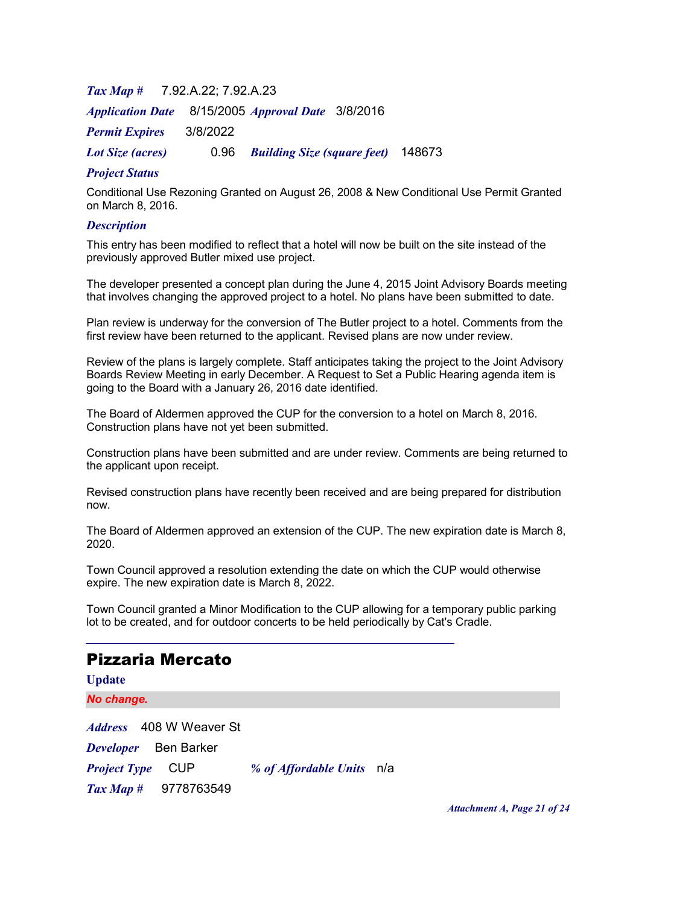*Tax Map #* 7.92.A.22; 7.92.A.23

*Application Date* 8/15/2005 *Approval Date* 3/8/2016

*Permit Expires* 3/8/2022

*Lot Size (acres)* 0.96 *Building Size (square feet)* 148673

*Project Status*

Conditional Use Rezoning Granted on August 26, 2008 & New Conditional Use Permit Granted on March 8, 2016.

*Description*

This entry has been modified to reflect that a hotel will now be built on the site instead of the previously approved Butler mixed use project.

The developer presented a concept plan during the June 4, 2015 Joint Advisory Boards meeting that involves changing the approved project to a hotel. No plans have been submitted to date.

Plan review is underway for the conversion of The Butler project to a hotel. Comments from the first review have been returned to the applicant. Revised plans are now under review.

Review of the plans is largely complete. Staff anticipates taking the project to the Joint Advisory Boards Review Meeting in early December. A Request to Set a Public Hearing agenda item is going to the Board with a January 26, 2016 date identified.

The Board of Aldermen approved the CUP for the conversion to a hotel on March 8, 2016. Construction plans have not yet been submitted.

Construction plans have been submitted and are under review. Comments are being returned to the applicant upon receipt.

Revised construction plans have recently been received and are being prepared for distribution now.

The Board of Aldermen approved an extension of the CUP. The new expiration date is March 8, 2020.

Town Council approved a resolution extending the date on which the CUP would otherwise expire. The new expiration date is March 8, 2022.

Town Council granted a Minor Modification to the CUP allowing for a temporary public parking lot to be created, and for outdoor concerts to be held periodically by Cat's Cradle.

---

## Pizzaria Mercato

*Update*

***No change.***

*Address* 408 W Weaver St

*Developer* Ben Barker

*Project Type* CUP *% of Affordable Units* n/a

*Tax Map #* 9778763549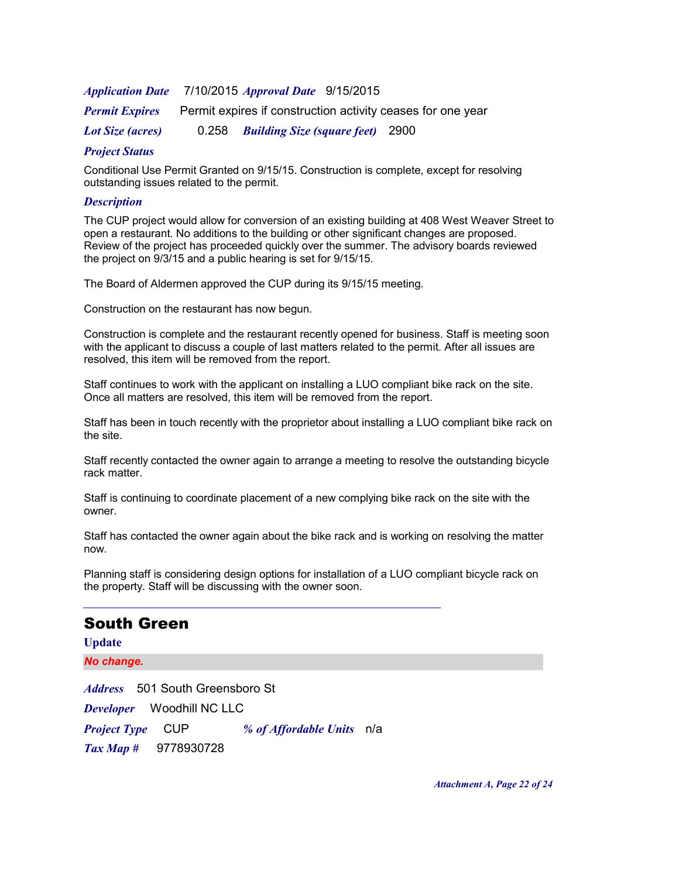***Application Date*** 7/10/2015 ***Approval Date*** 9/15/2015

***Permit Expires*** Permit expires if construction activity ceases for one year

***Lot Size (acres)*** 0.258 ***Building Size (square feet)*** 2900

***Project Status***

Conditional Use Permit Granted on 9/15/15. Construction is complete, except for resolving outstanding issues related to the permit.

***Description***

The CUP project would allow for conversion of an existing building at 408 West Weaver Street to open a restaurant. No additions to the building or other significant changes are proposed. Review of the project has proceeded quickly over the summer. The advisory boards reviewed the project on 9/3/15 and a public hearing is set for 9/15/15.

The Board of Aldermen approved the CUP during its 9/15/15 meeting.

Construction on the restaurant has now begun.

Construction is complete and the restaurant recently opened for business. Staff is meeting soon with the applicant to discuss a couple of last matters related to the permit. After all issues are resolved, this item will be removed from the report.

Staff continues to work with the applicant on installing a LUO compliant bike rack on the site. Once all matters are resolved, this item will be removed from the report.

Staff has been in touch recently with the proprietor about installing a LUO compliant bike rack on the site.

Staff recently contacted the owner again to arrange a meeting to resolve the outstanding bicycle rack matter.

Staff is continuing to coordinate placement of a new complying bike rack on the site with the owner.

Staff has contacted the owner again about the bike rack and is working on resolving the matter now.

Planning staff is considering design options for installation of a LUO compliant bicycle rack on the property. Staff will be discussing with the owner soon.

---

## South Green

**Update**

***No change.***

***Address*** 501 South Greensboro St

***Developer*** Woodhill NC LLC

***Project Type*** CUP ***% of Affordable Units*** n/a

***Tax Map #*** 9778930728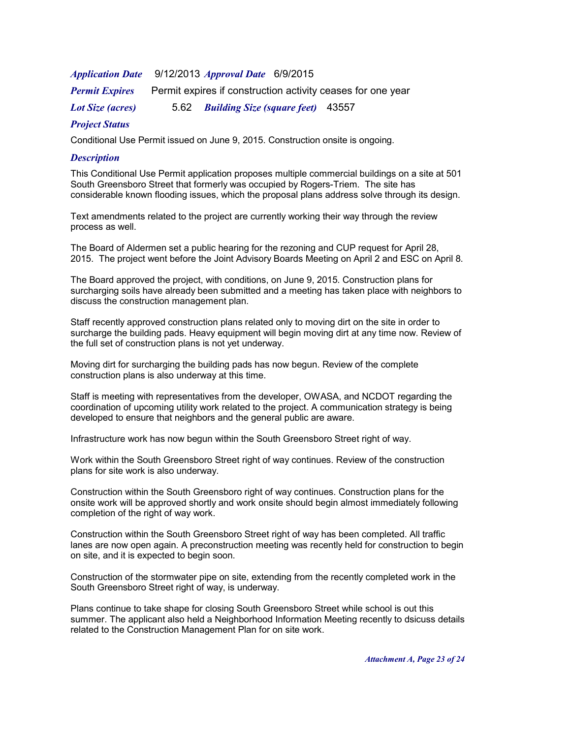***Application Date*** 9/12/2013 ***Approval Date*** 6/9/2015

***Permit Expires*** Permit expires if construction activity ceases for one year

***Lot Size (acres)*** 5.62 ***Building Size (square feet)*** 43557

***Project Status***

Conditional Use Permit issued on June 9, 2015. Construction onsite is ongoing.

***Description***

This Conditional Use Permit application proposes multiple commercial buildings on a site at 501 South Greensboro Street that formerly was occupied by Rogers-Triem. The site has considerable known flooding issues, which the proposal plans address solve through its design.

Text amendments related to the project are currently working their way through the review process as well.

The Board of Aldermen set a public hearing for the rezoning and CUP request for April 28, 2015. The project went before the Joint Advisory Boards Meeting on April 2 and ESC on April 8.

The Board approved the project, with conditions, on June 9, 2015. Construction plans for surcharging soils have already been submitted and a meeting has taken place with neighbors to discuss the construction management plan.

Staff recently approved construction plans related only to moving dirt on the site in order to surcharge the building pads. Heavy equipment will begin moving dirt at any time now. Review of the full set of construction plans is not yet underway.

Moving dirt for surcharging the building pads has now begun. Review of the complete construction plans is also underway at this time.

Staff is meeting with representatives from the developer, OWASA, and NCDOT regarding the coordination of upcoming utility work related to the project. A communication strategy is being developed to ensure that neighbors and the general public are aware.

Infrastructure work has now begun within the South Greensboro Street right of way.

Work within the South Greensboro Street right of way continues. Review of the construction plans for site work is also underway.

Construction within the South Greensboro right of way continues. Construction plans for the onsite work will be approved shortly and work onsite should begin almost immediately following completion of the right of way work.

Construction within the South Greensboro Street right of way has been completed. All traffic lanes are now open again. A preconstruction meeting was recently held for construction to begin on site, and it is expected to begin soon.

Construction of the stormwater pipe on site, extending from the recently completed work in the South Greensboro Street right of way, is underway.

Plans continue to take shape for closing South Greensboro Street while school is out this summer. The applicant also held a Neighborhood Information Meeting recently to dsicuss details related to the Construction Management Plan for on site work.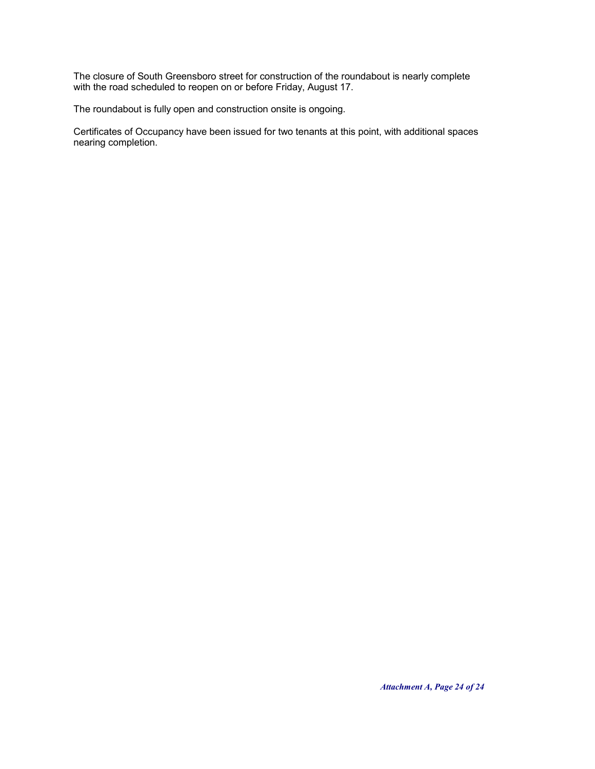The closure of South Greensboro street for construction of the roundabout is nearly complete with the road scheduled to reopen on or before Friday, August 17.

The roundabout is fully open and construction onsite is ongoing.

Certificates of Occupancy have been issued for two tenants at this point, with additional spaces nearing completion.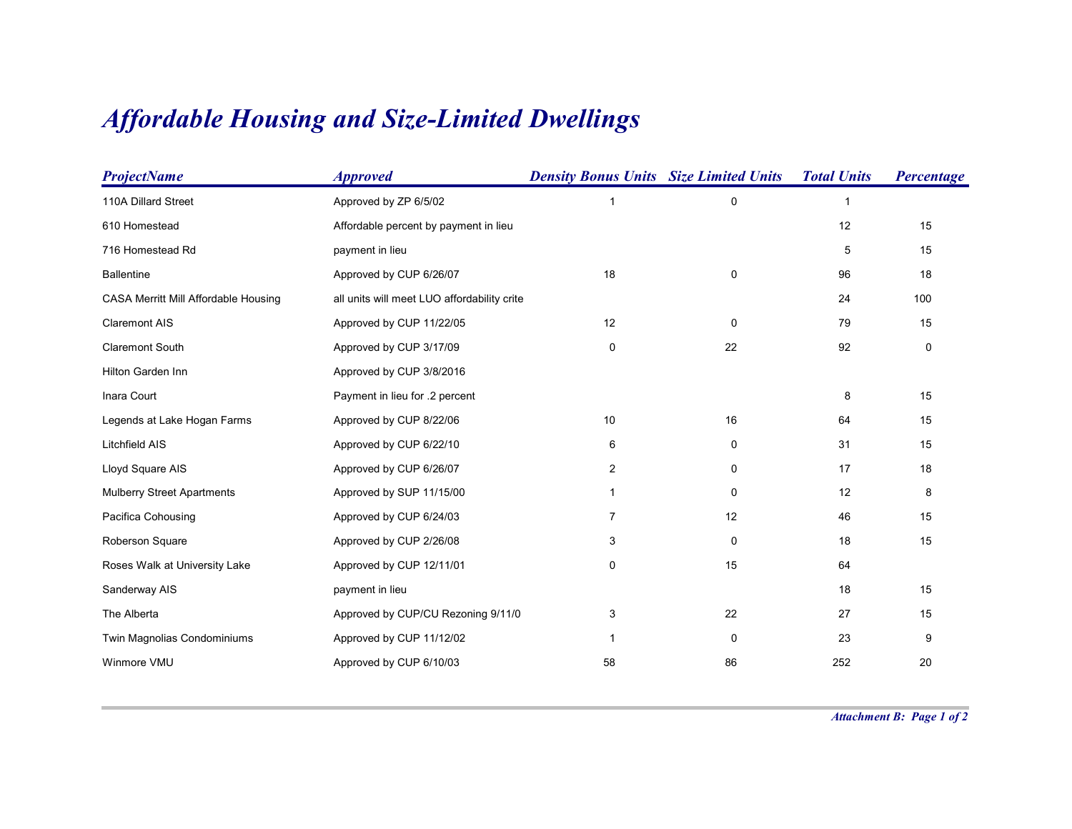# *Affordable Housing and Size-Limited Dwellings*

| ProjectName | Approved | Density Bonus Units | Size Limited Units | Total Units | Percentage |
|---|---|---|---|---|---|
| 110A Dillard Street | Approved by ZP 6/5/02 | 1 | 0 | 1 | |
| 610 Homestead | Affordable percent by payment in lieu | | | 12 | 15 |
| 716 Homestead Rd | payment in lieu | | | 5 | 15 |
| Ballentine | Approved by CUP 6/26/07 | 18 | 0 | 96 | 18 |
| CASA Merritt Mill Affordable Housing | all units will meet LUO affordability crite | | | 24 | 100 |
| Claremont AIS | Approved by CUP 11/22/05 | 12 | 0 | 79 | 15 |
| Claremont South | Approved by CUP 3/17/09 | 0 | 22 | 92 | 0 |
| Hilton Garden Inn | Approved by CUP 3/8/2016 | | | | |
| Inara Court | Payment in lieu for .2 percent | | | 8 | 15 |
| Legends at Lake Hogan Farms | Approved by CUP 8/22/06 | 10 | 16 | 64 | 15 |
| Litchfield AIS | Approved by CUP 6/22/10 | 6 | 0 | 31 | 15 |
| Lloyd Square AIS | Approved by CUP 6/26/07 | 2 | 0 | 17 | 18 |
| Mulberry Street Apartments | Approved by SUP 11/15/00 | 1 | 0 | 12 | 8 |
| Pacifica Cohousing | Approved by CUP 6/24/03 | 7 | 12 | 46 | 15 |
| Roberson Square | Approved by CUP 2/26/08 | 3 | 0 | 18 | 15 |
| Roses Walk at University Lake | Approved by CUP 12/11/01 | 0 | 15 | 64 | |
| Sanderway AIS | payment in lieu | | | 18 | 15 |
| The Alberta | Approved by CUP/CU Rezoning 9/11/0 | 3 | 22 | 27 | 15 |
| Twin Magnolias Condominiums | Approved by CUP 11/12/02 | 1 | 0 | 23 | 9 |
| Winmore VMU | Approved by CUP 6/10/03 | 58 | 86 | 252 | 20 |

*Attachment B: Page 1 of 2*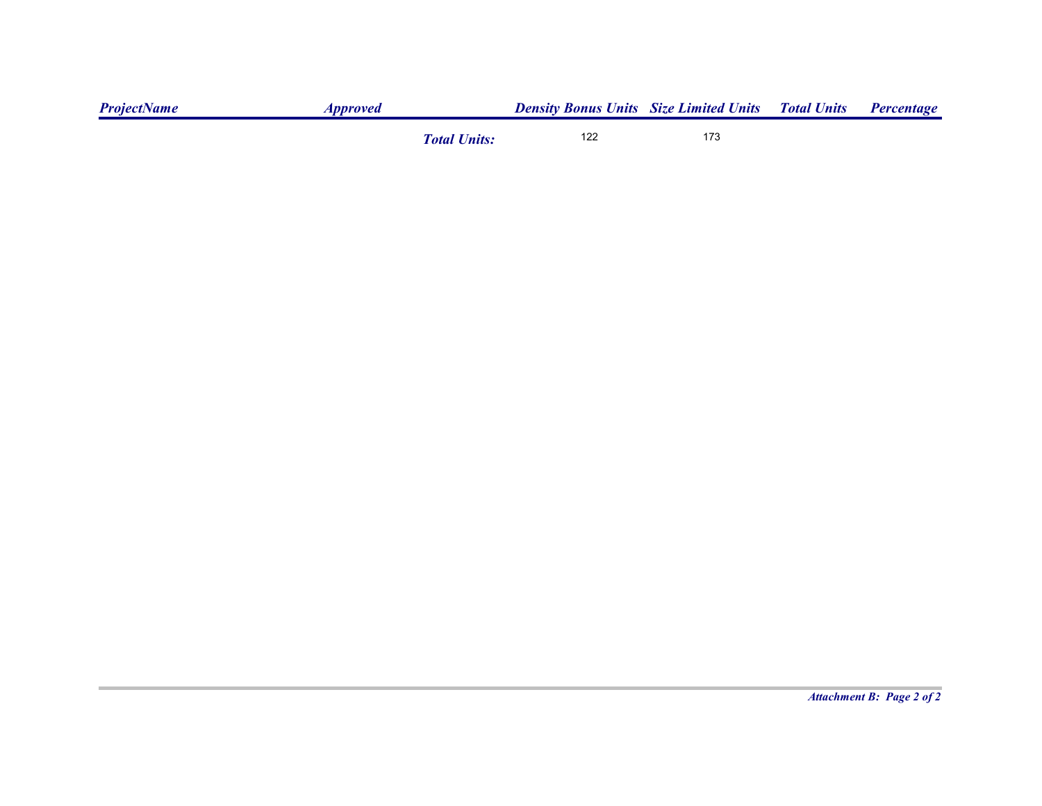| ProjectName | Approved | Density Bonus Units | Size Limited Units | Total Units | Percentage |
|---|---|---|---|---|---|
| | ***Total Units:*** | 122 | 173 | | |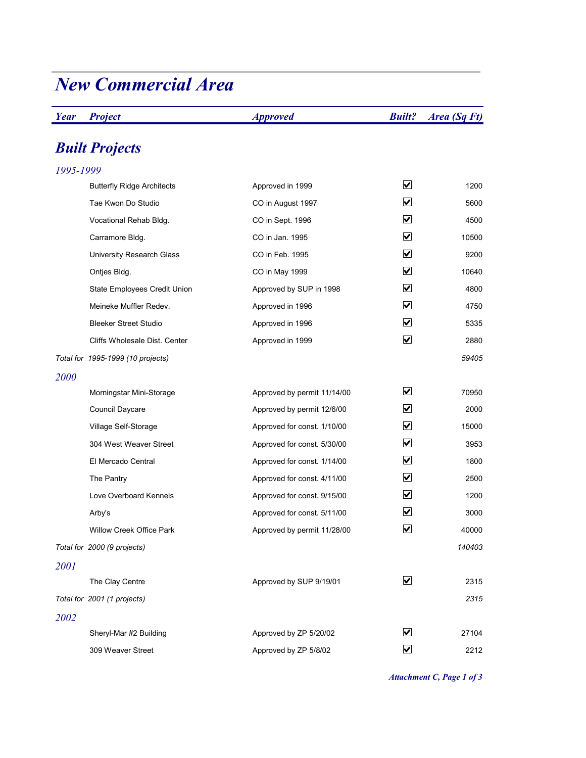# New Commercial Area

| Year | Project | Approved | Built? | Area (Sq Ft) |
|---|---|---|---|---|

## Built Projects

### 1995-1999

| Year | Project | Approved | Built? | Area (Sq Ft) |
|---|---|---|---|---|
| | Butterfly Ridge Architects | Approved in 1999 | ☑ | 1200 |
| | Tae Kwon Do Studio | CO in August 1997 | ☑ | 5600 |
| | Vocational Rehab Bldg. | CO in Sept. 1996 | ☑ | 4500 |
| | Carramore Bldg. | CO in Jan. 1995 | ☑ | 10500 |
| | University Research Glass | CO in Feb. 1995 | ☑ | 9200 |
| | Ontjes Bldg. | CO in May 1999 | ☑ | 10640 |
| | State Employees Credit Union | Approved by SUP in 1998 | ☑ | 4800 |
| | Meineke Muffler Redev. | Approved in 1996 | ☑ | 4750 |
| | Bleeker Street Studio | Approved in 1996 | ☑ | 5335 |
| | Cliffs Wholesale Dist. Center | Approved in 1999 | ☑ | 2880 |
| *Total for 1995-1999 (10 projects)* | | | | *59405* |

### 2000

| Year | Project | Approved | Built? | Area (Sq Ft) |
|---|---|---|---|---|
| | Morningstar Mini-Storage | Approved by permit 11/14/00 | ☑ | 70950 |
| | Council Daycare | Approved by permit 12/6/00 | ☑ | 2000 |
| | Village Self-Storage | Approved for const. 1/10/00 | ☑ | 15000 |
| | 304 West Weaver Street | Approved for const. 5/30/00 | ☑ | 3953 |
| | El Mercado Central | Approved for const. 1/14/00 | ☑ | 1800 |
| | The Pantry | Approved for const. 4/11/00 | ☑ | 2500 |
| | Love Overboard Kennels | Approved for const. 9/15/00 | ☑ | 1200 |
| | Arby's | Approved for const. 5/11/00 | ☑ | 3000 |
| | Willow Creek Office Park | Approved by permit 11/28/00 | ☑ | 40000 |
| *Total for 2000 (9 projects)* | | | | *140403* |

### 2001

| Year | Project | Approved | Built? | Area (Sq Ft) |
|---|---|---|---|---|
| | The Clay Centre | Approved by SUP 9/19/01 | ☑ | 2315 |
| *Total for 2001 (1 projects)* | | | | *2315* |

### 2002

| Year | Project | Approved | Built? | Area (Sq Ft) |
|---|---|---|---|---|
| | Sheryl-Mar #2 Building | Approved by ZP 5/20/02 | ☑ | 27104 |
| | 309 Weaver Street | Approved by ZP 5/8/02 | ☑ | 2212 |

*Attachment C, Page 1 of 3*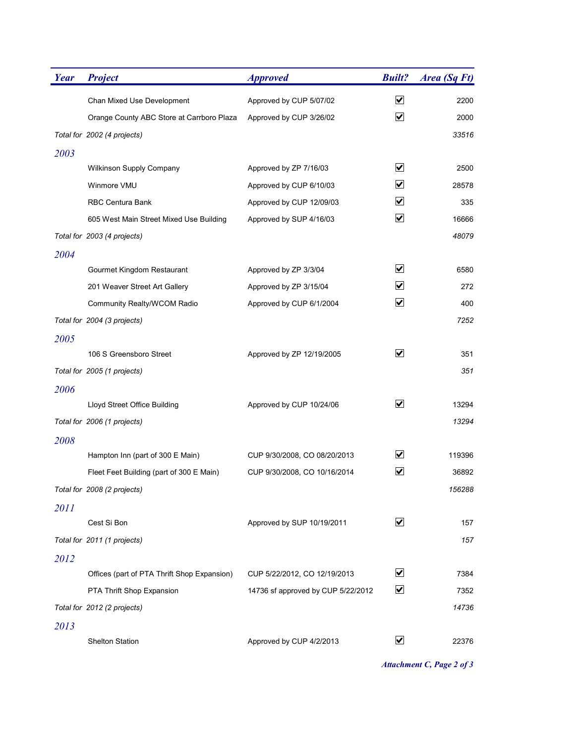| Year | Project | Approved | Built? | Area (Sq Ft) |
|---|---|---|---|---|
| | Chan Mixed Use Development | Approved by CUP 5/07/02 | ☑ | 2200 |
| | Orange County ABC Store at Carrboro Plaza | Approved by CUP 3/26/02 | ☑ | 2000 |
| *Total for 2002 (4 projects)* | | | | *33516* |
| *2003* | | | | |
| | Wilkinson Supply Company | Approved by ZP 7/16/03 | ☑ | 2500 |
| | Winmore VMU | Approved by CUP 6/10/03 | ☑ | 28578 |
| | RBC Centura Bank | Approved by CUP 12/09/03 | ☑ | 335 |
| | 605 West Main Street Mixed Use Building | Approved by SUP 4/16/03 | ☑ | 16666 |
| *Total for 2003 (4 projects)* | | | | *48079* |
| *2004* | | | | |
| | Gourmet Kingdom Restaurant | Approved by ZP 3/3/04 | ☑ | 6580 |
| | 201 Weaver Street Art Gallery | Approved by ZP 3/15/04 | ☑ | 272 |
| | Community Realty/WCOM Radio | Approved by CUP 6/1/2004 | ☑ | 400 |
| *Total for 2004 (3 projects)* | | | | *7252* |
| *2005* | | | | |
| | 106 S Greensboro Street | Approved by ZP 12/19/2005 | ☑ | 351 |
| *Total for 2005 (1 projects)* | | | | *351* |
| *2006* | | | | |
| | Lloyd Street Office Building | Approved by CUP 10/24/06 | ☑ | 13294 |
| *Total for 2006 (1 projects)* | | | | *13294* |
| *2008* | | | | |
| | Hampton Inn (part of 300 E Main) | CUP 9/30/2008, CO 08/20/2013 | ☑ | 119396 |
| | Fleet Feet Building (part of 300 E Main) | CUP 9/30/2008, CO 10/16/2014 | ☑ | 36892 |
| *Total for 2008 (2 projects)* | | | | *156288* |
| *2011* | | | | |
| | Cest Si Bon | Approved by SUP 10/19/2011 | ☑ | 157 |
| *Total for 2011 (1 projects)* | | | | *157* |
| *2012* | | | | |
| | Offices (part of PTA Thrift Shop Expansion) | CUP 5/22/2012, CO 12/19/2013 | ☑ | 7384 |
| | PTA Thrift Shop Expansion | 14736 sf approved by CUP 5/22/2012 | ☑ | 7352 |
| *Total for 2012 (2 projects)* | | | | *14736* |
| *2013* | | | | |
| | Shelton Station | Approved by CUP 4/2/2013 | ☑ | 22376 |

*Attachment C, Page 2 of 3*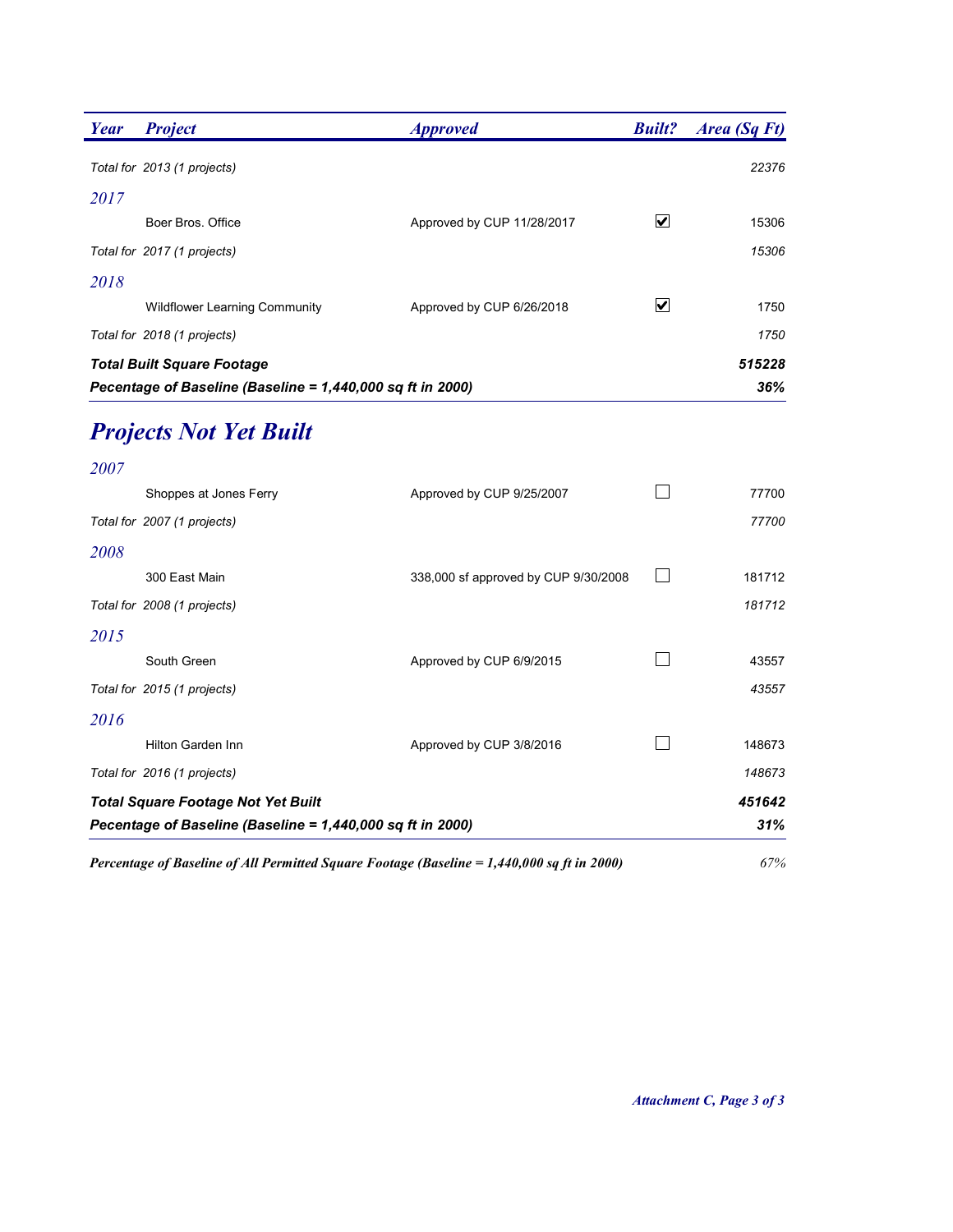| Year | Project | Approved | Built? | Area (Sq Ft) |
|---|---|---|---|---|
| *Total for 2013 (1 projects)* | | | | *22376* |
| *2017* | | | | |
| | Boer Bros. Office | Approved by CUP 11/28/2017 | ☑ | 15306 |
| *Total for 2017 (1 projects)* | | | | *15306* |
| *2018* | | | | |
| | Wildflower Learning Community | Approved by CUP 6/26/2018 | ☑ | 1750 |
| *Total for 2018 (1 projects)* | | | | *1750* |
| ***Total Built Square Footage*** | | | | ***515228*** |
| ***Pecentage of Baseline (Baseline = 1,440,000 sq ft in 2000)*** | | | | ***36%*** |

## *Projects Not Yet Built*

| Year | Project | Approved | Built? | Area (Sq Ft) |
|---|---|---|---|---|
| *2007* | | | | |
| | Shoppes at Jones Ferry | Approved by CUP 9/25/2007 | ☐ | 77700 |
| *Total for 2007 (1 projects)* | | | | *77700* |
| *2008* | | | | |
| | 300 East Main | 338,000 sf approved by CUP 9/30/2008 | ☐ | 181712 |
| *Total for 2008 (1 projects)* | | | | *181712* |
| *2015* | | | | |
| | South Green | Approved by CUP 6/9/2015 | ☐ | 43557 |
| *Total for 2015 (1 projects)* | | | | *43557* |
| *2016* | | | | |
| | Hilton Garden Inn | Approved by CUP 3/8/2016 | ☐ | 148673 |
| *Total for 2016 (1 projects)* | | | | *148673* |
| ***Total Square Footage Not Yet Built*** | | | | ***451642*** |
| ***Pecentage of Baseline (Baseline = 1,440,000 sq ft in 2000)*** | | | | ***31%*** |

***Percentage of Baseline of All Permitted Square Footage (Baseline = 1,440,000 sq ft in 2000)*** *67%*

***Attachment C, Page 3 of 3***